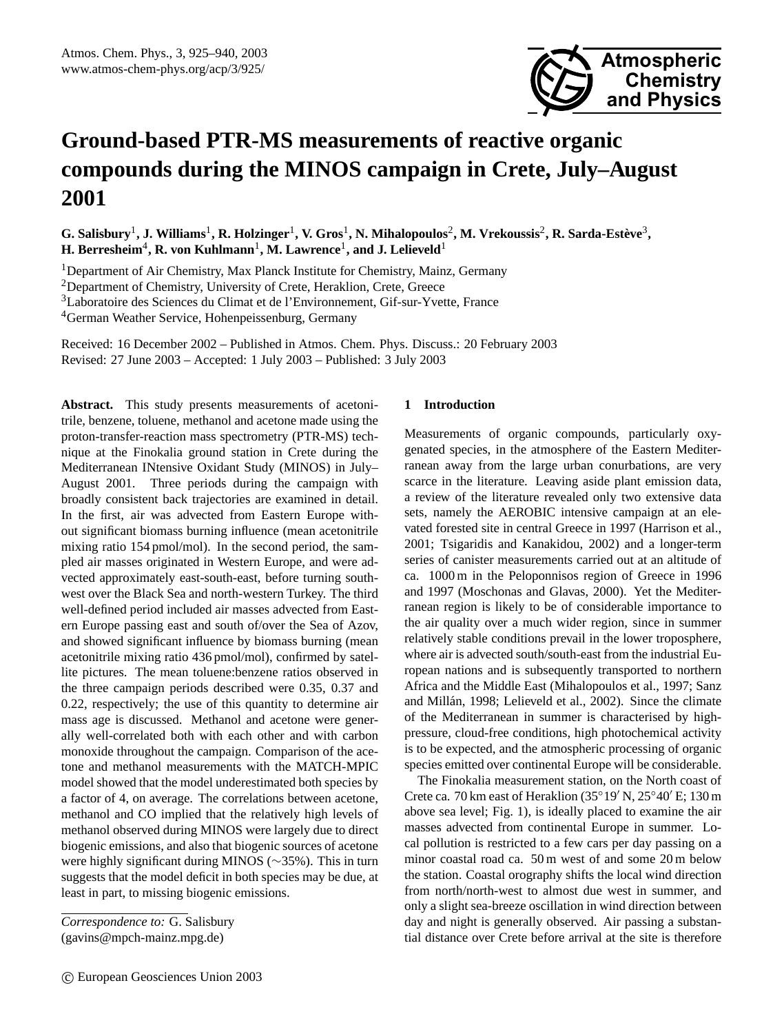# Ground-based PTR-MS measurements of reactive organic compounds during the MINOS campaign in Crete, July–August 2001

**G. Salisbury[1], J. Williams[1], R. Holzinger[1], V. Gros[1], N. Mihalopoulos[2], M. Vrekoussis[2], R. Sarda-Estève[3], H. Berresheim[4], R. von Kuhlmann[1], M. Lawrence[1], and J. Lelieveld[1]**

[1]Department of Air Chemistry, Max Planck Institute for Chemistry, Mainz, Germany

[2]Department of Chemistry, University of Crete, Heraklion, Crete, Greece

[3]Laboratoire des Sciences du Climat et de l'Environnement, Gif-sur-Yvette, France

[4]German Weather Service, Hohenpeissenburg, Germany

Received: 16 December 2002 – Published in Atmos. Chem. Phys. Discuss.: 20 February 2003
Revised: 27 June 2003 – Accepted: 1 July 2003 – Published: 3 July 2003

**Abstract.** This study presents measurements of acetonitrile, benzene, toluene, methanol and acetone made using the proton-transfer-reaction mass spectrometry (PTR-MS) technique at the Finokalia ground station in Crete during the Mediterranean INtensive Oxidant Study (MINOS) in July–August 2001. Three periods during the campaign with broadly consistent back trajectories are examined in detail. In the first, air was advected from Eastern Europe without significant biomass burning influence (mean acetonitrile mixing ratio 154 pmol/mol). In the second period, the sampled air masses originated in Western Europe, and were advected approximately east-south-east, before turning southwest over the Black Sea and north-western Turkey. The third well-defined period included air masses advected from Eastern Europe passing east and south of/over the Sea of Azov, and showed significant influence by biomass burning (mean acetonitrile mixing ratio 436 pmol/mol), confirmed by satellite pictures. The mean toluene:benzene ratios observed in the three campaign periods described were 0.35, 0.37 and 0.22, respectively; the use of this quantity to determine air mass age is discussed. Methanol and acetone were generally well-correlated both with each other and with carbon monoxide throughout the campaign. Comparison of the acetone and methanol measurements with the MATCH-MPIC model showed that the model underestimated both species by a factor of 4, on average. The correlations between acetone, methanol and CO implied that the relatively high levels of methanol observed during MINOS were largely due to direct biogenic emissions, and also that biogenic sources of acetone were highly significant during MINOS (∼35%). This in turn suggests that the model deficit in both species may be due, at least in part, to missing biogenic emissions.

*Correspondence to:* G. Salisbury
(gavins@mpch-mainz.mpg.de)

## 1 Introduction

Measurements of organic compounds, particularly oxygenated species, in the atmosphere of the Eastern Mediterranean away from the large urban conurbations, are very scarce in the literature. Leaving aside plant emission data, a review of the literature revealed only two extensive data sets, namely the AEROBIC intensive campaign at an elevated forested site in central Greece in 1997 (Harrison et al., 2001; Tsigaridis and Kanakidou, 2002) and a longer-term series of canister measurements carried out at an altitude of ca. 1000 m in the Peloponnisos region of Greece in 1996 and 1997 (Moschonas and Glavas, 2000). Yet the Mediterranean region is likely to be of considerable importance to the air quality over a much wider region, since in summer relatively stable conditions prevail in the lower troposphere, where air is advected south/south-east from the industrial European nations and is subsequently transported to northern Africa and the Middle East (Mihalopoulos et al., 1997; Sanz and Millán, 1998; Lelieveld et al., 2002). Since the climate of the Mediterranean in summer is characterised by high-pressure, cloud-free conditions, high photochemical activity is to be expected, and the atmospheric processing of organic species emitted over continental Europe will be considerable.

The Finokalia measurement station, on the North coast of Crete ca. 70 km east of Heraklion (35°19′ N, 25°40′ E; 130 m above sea level; Fig. 1), is ideally placed to examine the air masses advected from continental Europe in summer. Local pollution is restricted to a few cars per day passing on a minor coastal road ca. 50 m west of and some 20 m below the station. Coastal orography shifts the local wind direction from north/north-west to almost due west in summer, and only a slight sea-breeze oscillation in wind direction between day and night is generally observed. Air passing a substantial distance over Crete before arrival at the site is therefore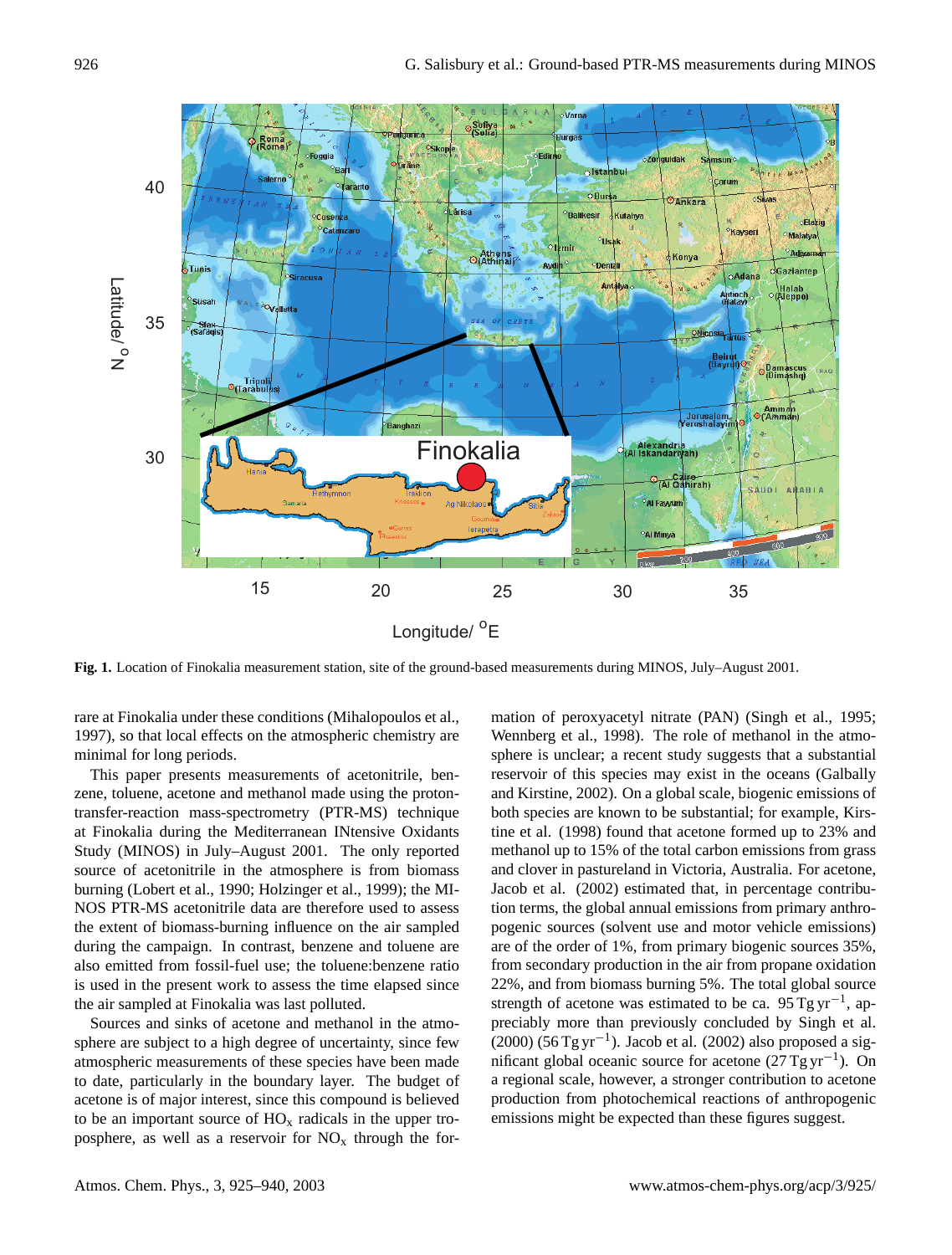**Fig. 1.** Location of Finokalia measurement station, site of the ground-based measurements during MINOS, July–August 2001.

rare at Finokalia under these conditions (Mihalopoulos et al., 1997), so that local effects on the atmospheric chemistry are minimal for long periods.

This paper presents measurements of acetonitrile, benzene, toluene, acetone and methanol made using the proton-transfer-reaction mass-spectrometry (PTR-MS) technique at Finokalia during the Mediterranean INtensive Oxidants Study (MINOS) in July–August 2001. The only reported source of acetonitrile in the atmosphere is from biomass burning (Lobert et al., 1990; Holzinger et al., 1999); the MINOS PTR-MS acetonitrile data are therefore used to assess the extent of biomass-burning influence on the air sampled during the campaign. In contrast, benzene and toluene are also emitted from fossil-fuel use; the toluene:benzene ratio is used in the present work to assess the time elapsed since the air sampled at Finokalia was last polluted.

Sources and sinks of acetone and methanol in the atmosphere are subject to a high degree of uncertainty, since few atmospheric measurements of these species have been made to date, particularly in the boundary layer. The budget of acetone is of major interest, since this compound is believed to be an important source of $HO_x$ radicals in the upper troposphere, as well as a reservoir for $NO_x$ through the formation of peroxyacetyl nitrate (PAN) (Singh et al., 1995; Wennberg et al., 1998). The role of methanol in the atmosphere is unclear; a recent study suggests that a substantial reservoir of this species may exist in the oceans (Galbally and Kirstine, 2002). On a global scale, biogenic emissions of both species are known to be substantial; for example, Kirstine et al. (1998) found that acetone formed up to 23% and methanol up to 15% of the total carbon emissions from grass and clover in pastureland in Victoria, Australia. For acetone, Jacob et al. (2002) estimated that, in percentage contribution terms, the global annual emissions from primary anthropogenic sources (solvent use and motor vehicle emissions) are of the order of 1%, from primary biogenic sources 35%, from secondary production in the air from propane oxidation 22%, and from biomass burning 5%. The total global source strength of acetone was estimated to be ca. 95 $\mathrm{Tg\,yr^{-1}}$, appreciably more than previously concluded by Singh et al. (2000) (56 $\mathrm{Tg\,yr^{-1}}$). Jacob et al. (2002) also proposed a significant global oceanic source for acetone (27 $\mathrm{Tg\,yr^{-1}}$). On a regional scale, however, a stronger contribution to acetone production from photochemical reactions of anthropogenic emissions might be expected than these figures suggest.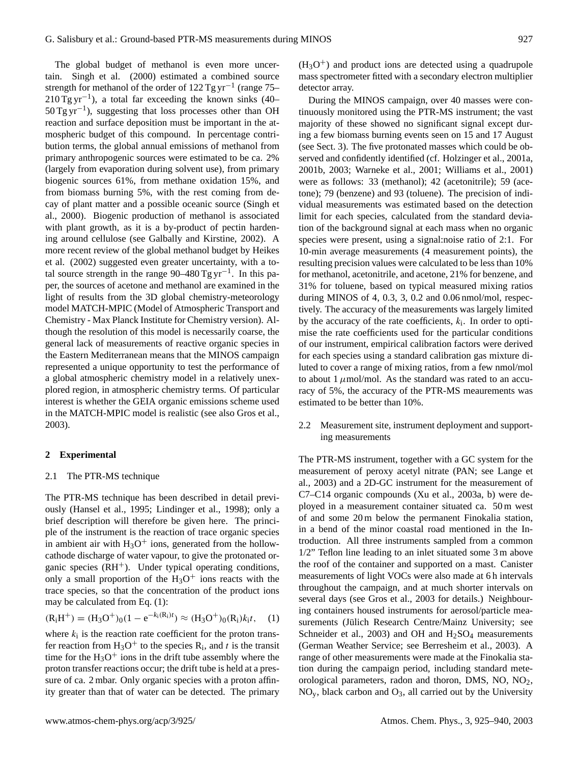The global budget of methanol is even more uncertain. Singh et al. (2000) estimated a combined source strength for methanol of the order of 122 $\mathrm{Tg\,yr^{-1}}$ (range 75–210 $\mathrm{Tg\,yr^{-1}}$), a total far exceeding the known sinks (40–50 $\mathrm{Tg\,yr^{-1}}$), suggesting that loss processes other than OH reaction and surface deposition must be important in the atmospheric budget of this compound. In percentage contribution terms, the global annual emissions of methanol from primary anthropogenic sources were estimated to be ca. 2% (largely from evaporation during solvent use), from primary biogenic sources 61%, from methane oxidation 15%, and from biomass burning 5%, with the rest coming from decay of plant matter and a possible oceanic source (Singh et al., 2000). Biogenic production of methanol is associated with plant growth, as it is a by-product of pectin hardening around cellulose (see Galbally and Kirstine, 2002). A more recent review of the global methanol budget by Heikes et al. (2002) suggested even greater uncertainty, with a total source strength in the range 90–480 $\mathrm{Tg\,yr^{-1}}$. In this paper, the sources of acetone and methanol are examined in the light of results from the 3D global chemistry-meteorology model MATCH-MPIC (Model of Atmospheric Transport and Chemistry - Max Planck Institute for Chemistry version). Although the resolution of this model is necessarily coarse, the general lack of measurements of reactive organic species in the Eastern Mediterranean means that the MINOS campaign represented a unique opportunity to test the performance of a global atmospheric chemistry model in a relatively unexplored region, in atmospheric chemistry terms. Of particular interest is whether the GEIA organic emissions scheme used in the MATCH-MPIC model is realistic (see also Gros et al., 2003).

## 2 Experimental

### 2.1 The PTR-MS technique

The PTR-MS technique has been described in detail previously (Hansel et al., 1995; Lindinger et al., 1998); only a brief description will therefore be given here. The principle of the instrument is the reaction of trace organic species in ambient air with $H_3O^+$ ions, generated from the hollow-cathode discharge of water vapour, to give the protonated organic species ($RH^+$). Under typical operating conditions, only a small proportion of the $H_3O^+$ ions reacts with the trace species, so that the concentration of the product ions may be calculated from Eq. (1):

$$(\mathrm{R_iH^+}) = (\mathrm{H_3O^+})_0(1 - e^{-k_i(\mathrm{R_i})t}) \approx (\mathrm{H_3O^+})_0(\mathrm{R_i})k_i t, \quad (1)$$

where $k_i$ is the reaction rate coefficient for the proton transfer reaction from $H_3O^+$ to the species $R_i$, and $t$ is the transit time for the $H_3O^+$ ions in the drift tube assembly where the proton transfer reactions occur; the drift tube is held at a pressure of ca. 2 mbar. Only organic species with a proton affinity greater than that of water can be detected. The primary ($H_3O^+$) and product ions are detected using a quadrupole mass spectrometer fitted with a secondary electron multiplier detector array.

During the MINOS campaign, over 40 masses were continuously monitored using the PTR-MS instrument; the vast majority of these showed no significant signal except during a few biomass burning events seen on 15 and 17 August (see Sect. 3). The five protonated masses which could be observed and confidently identified (cf. Holzinger et al., 2001a, 2001b, 2003; Warneke et al., 2001; Williams et al., 2001) were as follows: 33 (methanol); 42 (acetonitrile); 59 (acetone); 79 (benzene) and 93 (toluene). The precision of individual measurements was estimated based on the detection limit for each species, calculated from the standard deviation of the background signal at each mass when no organic species were present, using a signal:noise ratio of 2:1. For 10-min average measurements (4 measurement points), the resulting precision values were calculated to be less than 10% for methanol, acetonitrile, and acetone, 21% for benzene, and 31% for toluene, based on typical measured mixing ratios during MINOS of 4, 0.3, 3, 0.2 and 0.06 nmol/mol, respectively. The accuracy of the measurements was largely limited by the accuracy of the rate coefficients, $k_i$. In order to optimise the rate coefficients used for the particular conditions of our instrument, empirical calibration factors were derived for each species using a standard calibration gas mixture diluted to cover a range of mixing ratios, from a few nmol/mol to about 1 $\mu$mol/mol. As the standard was rated to an accuracy of 5%, the accuracy of the PTR-MS meaurements was estimated to be better than 10%.

### 2.2 Measurement site, instrument deployment and supporting measurements

The PTR-MS instrument, together with a GC system for the measurement of peroxy acetyl nitrate (PAN; see Lange et al., 2003) and a 2D-GC instrument for the measurement of C7–C14 organic compounds (Xu et al., 2003a, b) were deployed in a measurement container situated ca. 50 m west of and some 20 m below the permanent Finokalia station, in a bend of the minor coastal road mentioned in the Introduction. All three instruments sampled from a common 1/2" Teflon line leading to an inlet situated some 3 m above the roof of the container and supported on a mast. Canister measurements of light VOCs were also made at 6 h intervals throughout the campaign, and at much shorter intervals on several days (see Gros et al., 2003 for details.) Neighbouring containers housed instruments for aerosol/particle measurements (Jülich Research Centre/Mainz University; see Schneider et al., 2003) and OH and $H_2SO_4$ measurements (German Weather Service; see Berresheim et al., 2003). A range of other measurements were made at the Finokalia station during the campaign period, including standard meteorological parameters, radon and thoron, DMS, NO, $NO_2$, $NO_y$, black carbon and $O_3$, all carried out by the University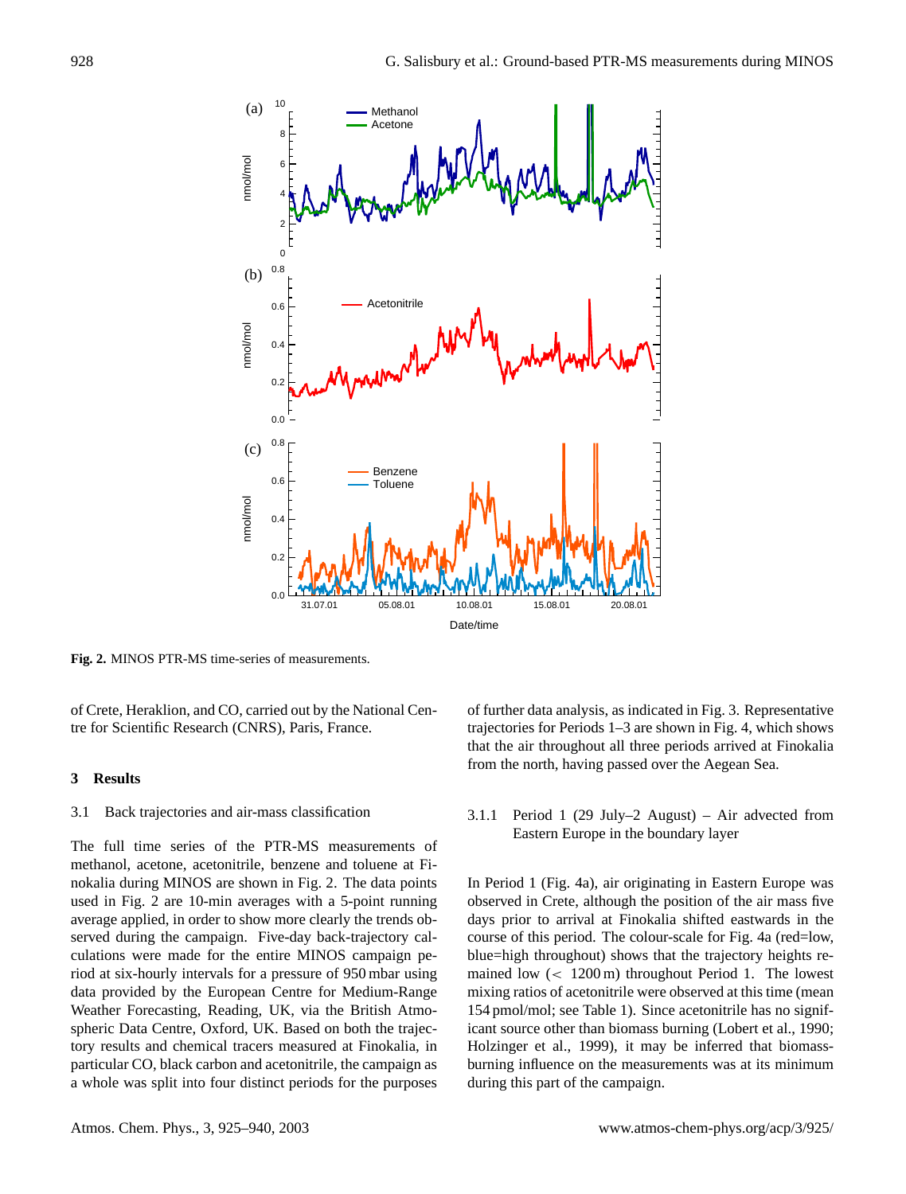Fig. 2. MINOS PTR-MS time-series of measurements.

of Crete, Heraklion, and CO, carried out by the National Centre for Scientific Research (CNRS), Paris, France.

## 3 Results

### 3.1 Back trajectories and air-mass classification

The full time series of the PTR-MS measurements of methanol, acetone, acetonitrile, benzene and toluene at Finokalia during MINOS are shown in Fig. 2. The data points used in Fig. 2 are 10-min averages with a 5-point running average applied, in order to show more clearly the trends observed during the campaign. Five-day back-trajectory calculations were made for the entire MINOS campaign period at six-hourly intervals for a pressure of 950 mbar using data provided by the European Centre for Medium-Range Weather Forecasting, Reading, UK, via the British Atmospheric Data Centre, Oxford, UK. Based on both the trajectory results and chemical tracers measured at Finokalia, in particular CO, black carbon and acetonitrile, the campaign as a whole was split into four distinct periods for the purposes of further data analysis, as indicated in Fig. 3. Representative trajectories for Periods 1–3 are shown in Fig. 4, which shows that the air throughout all three periods arrived at Finokalia from the north, having passed over the Aegean Sea.

#### 3.1.1 Period 1 (29 July–2 August) – Air advected from Eastern Europe in the boundary layer

In Period 1 (Fig. 4a), air originating in Eastern Europe was observed in Crete, although the position of the air mass five days prior to arrival at Finokalia shifted eastwards in the course of this period. The colour-scale for Fig. 4a (red=low, blue=high throughout) shows that the trajectory heights remained low (< 1200 m) throughout Period 1. The lowest mixing ratios of acetonitrile were observed at this time (mean 154 pmol/mol; see Table 1). Since acetonitrile has no significant source other than biomass burning (Lobert et al., 1990; Holzinger et al., 1999), it may be inferred that biomass-burning influence on the measurements was at its minimum during this part of the campaign.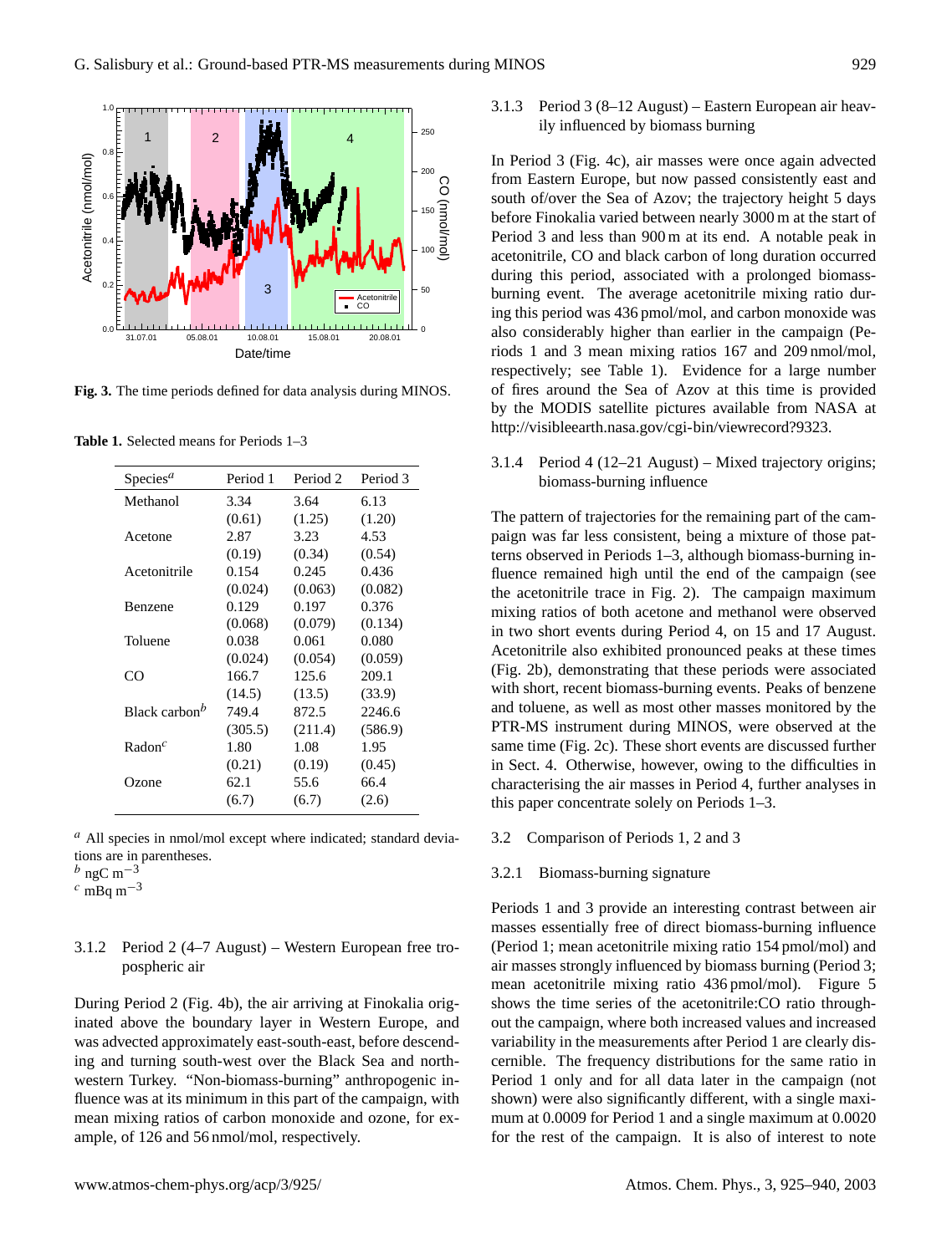Fig. 3. The time periods defined for data analysis during MINOS.

Table 1. Selected means for Periods 1–3

| Species[a] | Period 1 | Period 2 | Period 3 |
|---|---|---|---|
| Methanol | 3.34 | 3.64 | 6.13 |
| | (0.61) | (1.25) | (1.20) |
| Acetone | 2.87 | 3.23 | 4.53 |
| | (0.19) | (0.34) | (0.54) |
| Acetonitrile | 0.154 | 0.245 | 0.436 |
| | (0.024) | (0.063) | (0.082) |
| Benzene | 0.129 | 0.197 | 0.376 |
| | (0.068) | (0.079) | (0.134) |
| Toluene | 0.038 | 0.061 | 0.080 |
| | (0.024) | (0.054) | (0.059) |
| CO | 166.7 | 125.6 | 209.1 |
| | (14.5) | (13.5) | (33.9) |
| Black carbon[b] | 749.4 | 872.5 | 2246.6 |
| | (305.5) | (211.4) | (586.9) |
| Radon[c] | 1.80 | 1.08 | 1.95 |
| | (0.21) | (0.19) | (0.45) |
| Ozone | 62.1 | 55.6 | 66.4 |
| | (6.7) | (6.7) | (2.6) |

[a] All species in nmol/mol except where indicated; standard deviations are in parentheses.
[b] ngC $m^{-3}$
[c] mBq $m^{-3}$

#### 3.1.2 Period 2 (4–7 August) – Western European free tropospheric air

During Period 2 (Fig. 4b), the air arriving at Finokalia originated above the boundary layer in Western Europe, and was advected approximately east-south-east, before descending and turning south-west over the Black Sea and northwestern Turkey. "Non-biomass-burning" anthropogenic influence was at its minimum in this part of the campaign, with mean mixing ratios of carbon monoxide and ozone, for example, of 126 and 56 nmol/mol, respectively.

#### 3.1.3 Period 3 (8–12 August) – Eastern European air heavily influenced by biomass burning

In Period 3 (Fig. 4c), air masses were once again advected from Eastern Europe, but now passed consistently east and south of/over the Sea of Azov; the trajectory height 5 days before Finokalia varied between nearly 3000 m at the start of Period 3 and less than 900 m at its end. A notable peak in acetonitrile, CO and black carbon of long duration occurred during this period, associated with a prolonged biomass-burning event. The average acetonitrile mixing ratio during this period was 436 pmol/mol, and carbon monoxide was also considerably higher than earlier in the campaign (Periods 1 and 3 mean mixing ratios 167 and 209 nmol/mol, respectively; see Table 1). Evidence for a large number of fires around the Sea of Azov at this time is provided by the MODIS satellite pictures available from NASA at http://visibleearth.nasa.gov/cgi-bin/viewrecord?9323.

#### 3.1.4 Period 4 (12–21 August) – Mixed trajectory origins; biomass-burning influence

The pattern of trajectories for the remaining part of the campaign was far less consistent, being a mixture of those patterns observed in Periods 1–3, although biomass-burning influence remained high until the end of the campaign (see the acetonitrile trace in Fig. 2). The campaign maximum mixing ratios of both acetone and methanol were observed in two short events during Period 4, on 15 and 17 August. Acetonitrile also exhibited pronounced peaks at these times (Fig. 2b), demonstrating that these periods were associated with short, recent biomass-burning events. Peaks of benzene and toluene, as well as most other masses monitored by the PTR-MS instrument during MINOS, were observed at the same time (Fig. 2c). These short events are discussed further in Sect. 4. Otherwise, however, owing to the difficulties in characterising the air masses in Period 4, further analyses in this paper concentrate solely on Periods 1–3.

### 3.2 Comparison of Periods 1, 2 and 3

#### 3.2.1 Biomass-burning signature

Periods 1 and 3 provide an interesting contrast between air masses essentially free of direct biomass-burning influence (Period 1; mean acetonitrile mixing ratio 154 pmol/mol) and air masses strongly influenced by biomass burning (Period 3; mean acetonitrile mixing ratio 436 pmol/mol). Figure 5 shows the time series of the acetonitrile:CO ratio throughout the campaign, where both increased values and increased variability in the measurements after Period 1 are clearly discernible. The frequency distributions for the same ratio in Period 1 only and for all data later in the campaign (not shown) were also significantly different, with a single maximum at 0.0009 for Period 1 and a single maximum at 0.0020 for the rest of the campaign. It is also of interest to note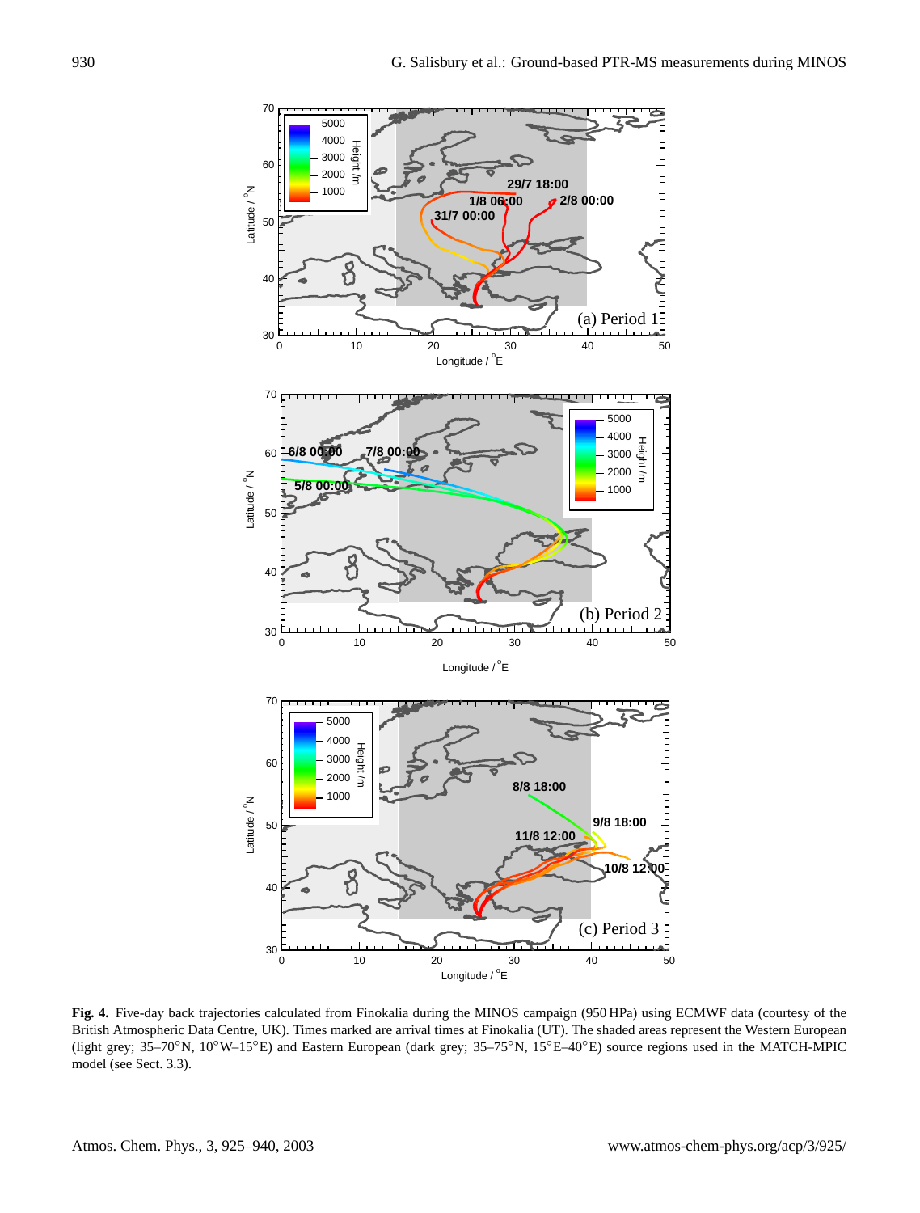**Fig. 4.** Five-day back trajectories calculated from Finokalia during the MINOS campaign (950 HPa) using ECMWF data (courtesy of the British Atmospheric Data Centre, UK). Times marked are arrival times at Finokalia (UT). The shaded areas represent the Western European (light grey; 35–70°N, 10°W–15°E) and Eastern European (dark grey; 35–75°N, 15°E–40°E) source regions used in the MATCH-MPIC model (see Sect. 3.3).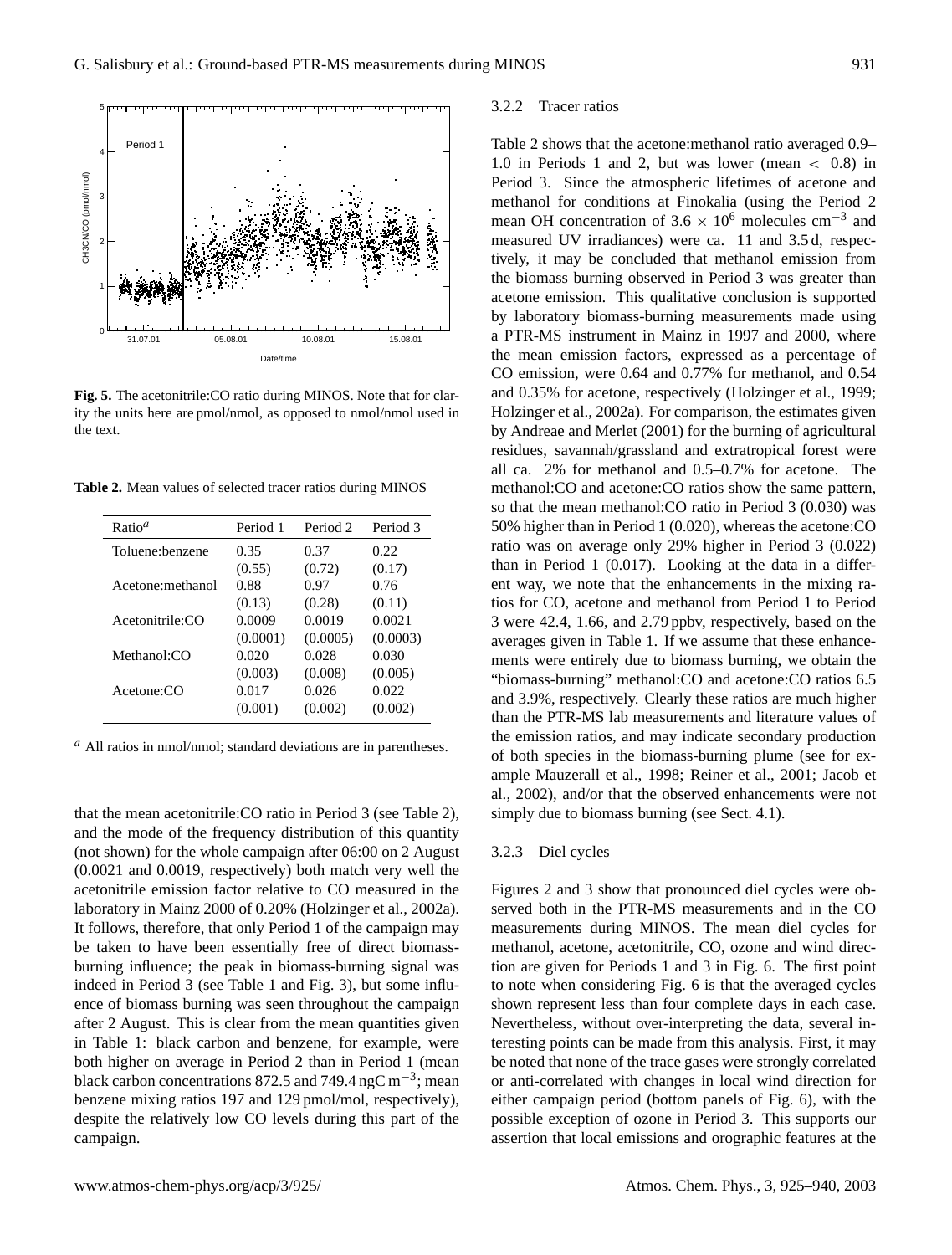**Fig. 5.** The acetonitrile:CO ratio during MINOS. Note that for clarity the units here are pmol/nmol, as opposed to nmol/nmol used in the text.

**Table 2.** Mean values of selected tracer ratios during MINOS

| Ratio[a] | Period 1 | Period 2 | Period 3 |
|---|---|---|---|
| Toluene:benzene | 0.35 (0.55) | 0.37 (0.72) | 0.22 (0.17) |
| Acetone:methanol | 0.88 (0.13) | 0.97 (0.28) | 0.76 (0.11) |
| Acetonitrile:CO | 0.0009 (0.0001) | 0.0019 (0.0005) | 0.0021 (0.0003) |
| Methanol:CO | 0.020 (0.003) | 0.028 (0.008) | 0.030 (0.005) |
| Acetone:CO | 0.017 (0.001) | 0.026 (0.002) | 0.022 (0.002) |

[a] All ratios in nmol/nmol; standard deviations are in parentheses.

that the mean acetonitrile:CO ratio in Period 3 (see Table 2), and the mode of the frequency distribution of this quantity (not shown) for the whole campaign after 06:00 on 2 August (0.0021 and 0.0019, respectively) both match very well the acetonitrile emission factor relative to CO measured in the laboratory in Mainz 2000 of 0.20% (Holzinger et al., 2002a). It follows, therefore, that only Period 1 of the campaign may be taken to have been essentially free of direct biomass-burning influence; the peak in biomass-burning signal was indeed in Period 3 (see Table 1 and Fig. 3), but some influence of biomass burning was seen throughout the campaign after 2 August. This is clear from the mean quantities given in Table 1: black carbon and benzene, for example, were both higher on average in Period 2 than in Period 1 (mean black carbon concentrations 872.5 and 749.4 ngC $m^{-3}$; mean benzene mixing ratios 197 and 129 pmol/mol, respectively), despite the relatively low CO levels during this part of the campaign.

### 3.2.2 Tracer ratios

Table 2 shows that the acetone:methanol ratio averaged 0.9–1.0 in Periods 1 and 2, but was lower (mean $< 0.8$) in Period 3. Since the atmospheric lifetimes of acetone and methanol for conditions at Finokalia (using the Period 2 mean OH concentration of $3.6 \times 10^6$ molecules $cm^{-3}$ and measured UV irradiances) were ca. 11 and 3.5 d, respectively, it may be concluded that methanol emission from the biomass burning observed in Period 3 was greater than acetone emission. This qualitative conclusion is supported by laboratory biomass-burning measurements made using a PTR-MS instrument in Mainz in 1997 and 2000, where the mean emission factors, expressed as a percentage of CO emission, were 0.64 and 0.77% for methanol, and 0.54 and 0.35% for acetone, respectively (Holzinger et al., 1999; Holzinger et al., 2002a). For comparison, the estimates given by Andreae and Merlet (2001) for the burning of agricultural residues, savannah/grassland and extratropical forest were all ca. 2% for methanol and 0.5–0.7% for acetone. The methanol:CO and acetone:CO ratios show the same pattern, so that the mean methanol:CO ratio in Period 3 (0.030) was 50% higher than in Period 1 (0.020), whereas the acetone:CO ratio was on average only 29% higher in Period 3 (0.022) than in Period 1 (0.017). Looking at the data in a different way, we note that the enhancements in the mixing ratios for CO, acetone and methanol from Period 1 to Period 3 were 42.4, 1.66, and 2.79 ppbv, respectively, based on the averages given in Table 1. If we assume that these enhancements were entirely due to biomass burning, we obtain the "biomass-burning" methanol:CO and acetone:CO ratios 6.5 and 3.9%, respectively. Clearly these ratios are much higher than the PTR-MS lab measurements and literature values of the emission ratios, and may indicate secondary production of both species in the biomass-burning plume (see for example Mauzerall et al., 1998; Reiner et al., 2001; Jacob et al., 2002), and/or that the observed enhancements were not simply due to biomass burning (see Sect. 4.1).

### 3.2.3 Diel cycles

Figures 2 and 3 show that pronounced diel cycles were observed both in the PTR-MS measurements and in the CO measurements during MINOS. The mean diel cycles for methanol, acetone, acetonitrile, CO, ozone and wind direction are given for Periods 1 and 3 in Fig. 6. The first point to note when considering Fig. 6 is that the averaged cycles shown represent less than four complete days in each case. Nevertheless, without over-interpreting the data, several interesting points can be made from this analysis. First, it may be noted that none of the trace gases were strongly correlated or anti-correlated with changes in local wind direction for either campaign period (bottom panels of Fig. 6), with the possible exception of ozone in Period 3. This supports our assertion that local emissions and orographic features at the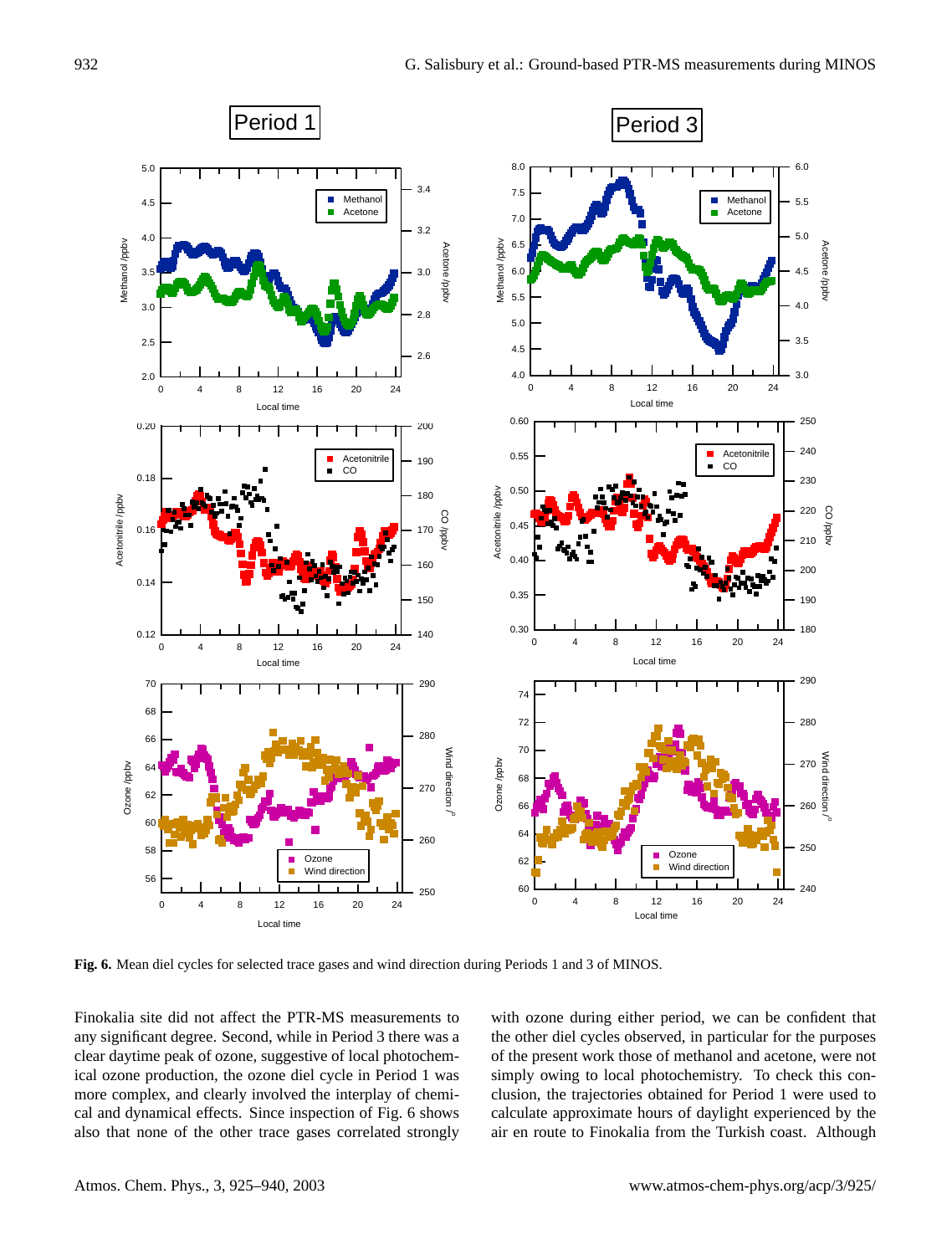**Fig. 6.** Mean diel cycles for selected trace gases and wind direction during Periods 1 and 3 of MINOS.

Finokalia site did not affect the PTR-MS measurements to any significant degree. Second, while in Period 3 there was a clear daytime peak of ozone, suggestive of local photochemical ozone production, the ozone diel cycle in Period 1 was more complex, and clearly involved the interplay of chemical and dynamical effects. Since inspection of Fig. 6 shows also that none of the other trace gases correlated strongly with ozone during either period, we can be confident that the other diel cycles observed, in particular for the purposes of the present work those of methanol and acetone, were not simply owing to local photochemistry. To check this conclusion, the trajectories obtained for Period 1 were used to calculate approximate hours of daylight experienced by the air en route to Finokalia from the Turkish coast. Although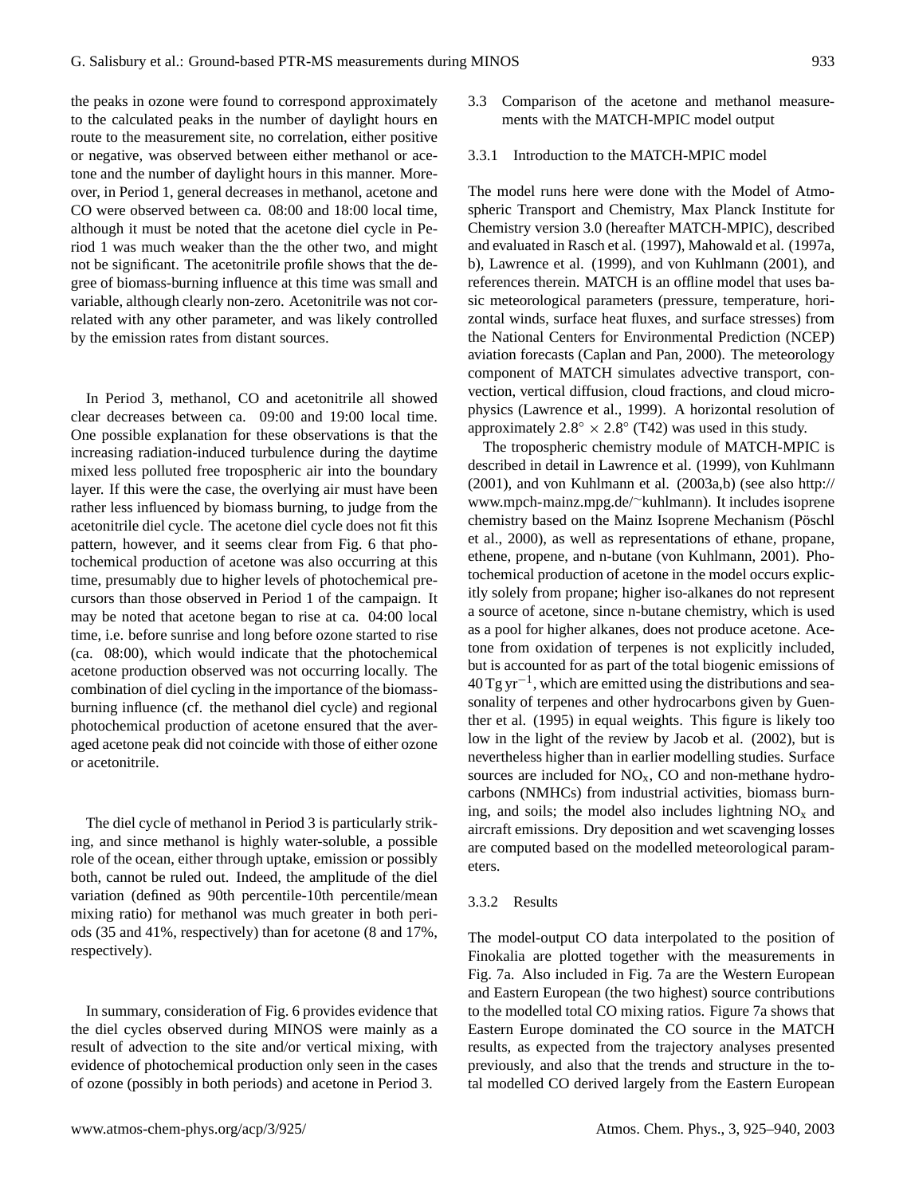the peaks in ozone were found to correspond approximately to the calculated peaks in the number of daylight hours en route to the measurement site, no correlation, either positive or negative, was observed between either methanol or acetone and the number of daylight hours in this manner. Moreover, in Period 1, general decreases in methanol, acetone and CO were observed between ca. 08:00 and 18:00 local time, although it must be noted that the acetone diel cycle in Period 1 was much weaker than the the other two, and might not be significant. The acetonitrile profile shows that the degree of biomass-burning influence at this time was small and variable, although clearly non-zero. Acetonitrile was not correlated with any other parameter, and was likely controlled by the emission rates from distant sources.

In Period 3, methanol, CO and acetonitrile all showed clear decreases between ca. 09:00 and 19:00 local time. One possible explanation for these observations is that the increasing radiation-induced turbulence during the daytime mixed less polluted free tropospheric air into the boundary layer. If this were the case, the overlying air must have been rather less influenced by biomass burning, to judge from the acetonitrile diel cycle. The acetone diel cycle does not fit this pattern, however, and it seems clear from Fig. 6 that photochemical production of acetone was also occurring at this time, presumably due to higher levels of photochemical precursors than those observed in Period 1 of the campaign. It may be noted that acetone began to rise at ca. 04:00 local time, i.e. before sunrise and long before ozone started to rise (ca. 08:00), which would indicate that the photochemical acetone production observed was not occurring locally. The combination of diel cycling in the importance of the biomass-burning influence (cf. the methanol diel cycle) and regional photochemical production of acetone ensured that the averaged acetone peak did not coincide with those of either ozone or acetonitrile.

The diel cycle of methanol in Period 3 is particularly striking, and since methanol is highly water-soluble, a possible role of the ocean, either through uptake, emission or possibly both, cannot be ruled out. Indeed, the amplitude of the diel variation (defined as 90th percentile-10th percentile/mean mixing ratio) for methanol was much greater in both periods (35 and 41%, respectively) than for acetone (8 and 17%, respectively).

In summary, consideration of Fig. 6 provides evidence that the diel cycles observed during MINOS were mainly as a result of advection to the site and/or vertical mixing, with evidence of photochemical production only seen in the cases of ozone (possibly in both periods) and acetone in Period 3.

### 3.3 Comparison of the acetone and methanol measurements with the MATCH-MPIC model output

#### 3.3.1 Introduction to the MATCH-MPIC model

The model runs here were done with the Model of Atmospheric Transport and Chemistry, Max Planck Institute for Chemistry version 3.0 (hereafter MATCH-MPIC), described and evaluated in Rasch et al. (1997), Mahowald et al. (1997a, b), Lawrence et al. (1999), and von Kuhlmann (2001), and references therein. MATCH is an offline model that uses basic meteorological parameters (pressure, temperature, horizontal winds, surface heat fluxes, and surface stresses) from the National Centers for Environmental Prediction (NCEP) aviation forecasts (Caplan and Pan, 2000). The meteorology component of MATCH simulates advective transport, convection, vertical diffusion, cloud fractions, and cloud microphysics (Lawrence et al., 1999). A horizontal resolution of approximately $2.8^{\circ} \times 2.8^{\circ}$ (T42) was used in this study.

The tropospheric chemistry module of MATCH-MPIC is described in detail in Lawrence et al. (1999), von Kuhlmann (2001), and von Kuhlmann et al. (2003a,b) (see also http://www.mpch-mainz.mpg.de/~kuhlmann). It includes isoprene chemistry based on the Mainz Isoprene Mechanism (Pöschl et al., 2000), as well as representations of ethane, propane, ethene, propene, and n-butane (von Kuhlmann, 2001). Photochemical production of acetone in the model occurs explicitly solely from propane; higher iso-alkanes do not represent a source of acetone, since n-butane chemistry, which is used as a pool for higher alkanes, does not produce acetone. Acetone from oxidation of terpenes is not explicitly included, but is accounted for as part of the total biogenic emissions of $40\,\mathrm{Tg\,yr^{-1}}$, which are emitted using the distributions and seasonality of terpenes and other hydrocarbons given by Guenther et al. (1995) in equal weights. This figure is likely too low in the light of the review by Jacob et al. (2002), but is nevertheless higher than in earlier modelling studies. Surface sources are included for $NO_x$, CO and non-methane hydrocarbons (NMHCs) from industrial activities, biomass burning, and soils; the model also includes lightning $NO_x$ and aircraft emissions. Dry deposition and wet scavenging losses are computed based on the modelled meteorological parameters.

#### 3.3.2 Results

The model-output CO data interpolated to the position of Finokalia are plotted together with the measurements in Fig. 7a. Also included in Fig. 7a are the Western European and Eastern European (the two highest) source contributions to the modelled total CO mixing ratios. Figure 7a shows that Eastern Europe dominated the CO source in the MATCH results, as expected from the trajectory analyses presented previously, and also that the trends and structure in the total modelled CO derived largely from the Eastern European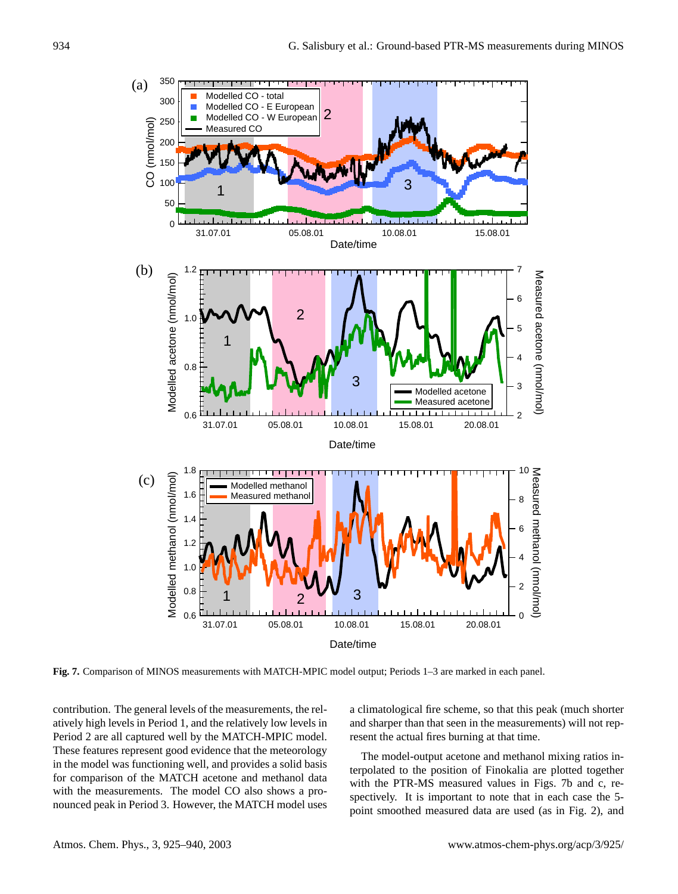**Fig. 7.** Comparison of MINOS measurements with MATCH-MPIC model output; Periods 1–3 are marked in each panel.

contribution. The general levels of the measurements, the relatively high levels in Period 1, and the relatively low levels in Period 2 are all captured well by the MATCH-MPIC model. These features represent good evidence that the meteorology in the model was functioning well, and provides a solid basis for comparison of the MATCH acetone and methanol data with the measurements. The model CO also shows a pronounced peak in Period 3. However, the MATCH model uses a climatological fire scheme, so that this peak (much shorter and sharper than that seen in the measurements) will not represent the actual fires burning at that time.

The model-output acetone and methanol mixing ratios interpolated to the position of Finokalia are plotted together with the PTR-MS measured values in Figs. 7b and c, respectively. It is important to note that in each case the 5-point smoothed measured data are used (as in Fig. 2), and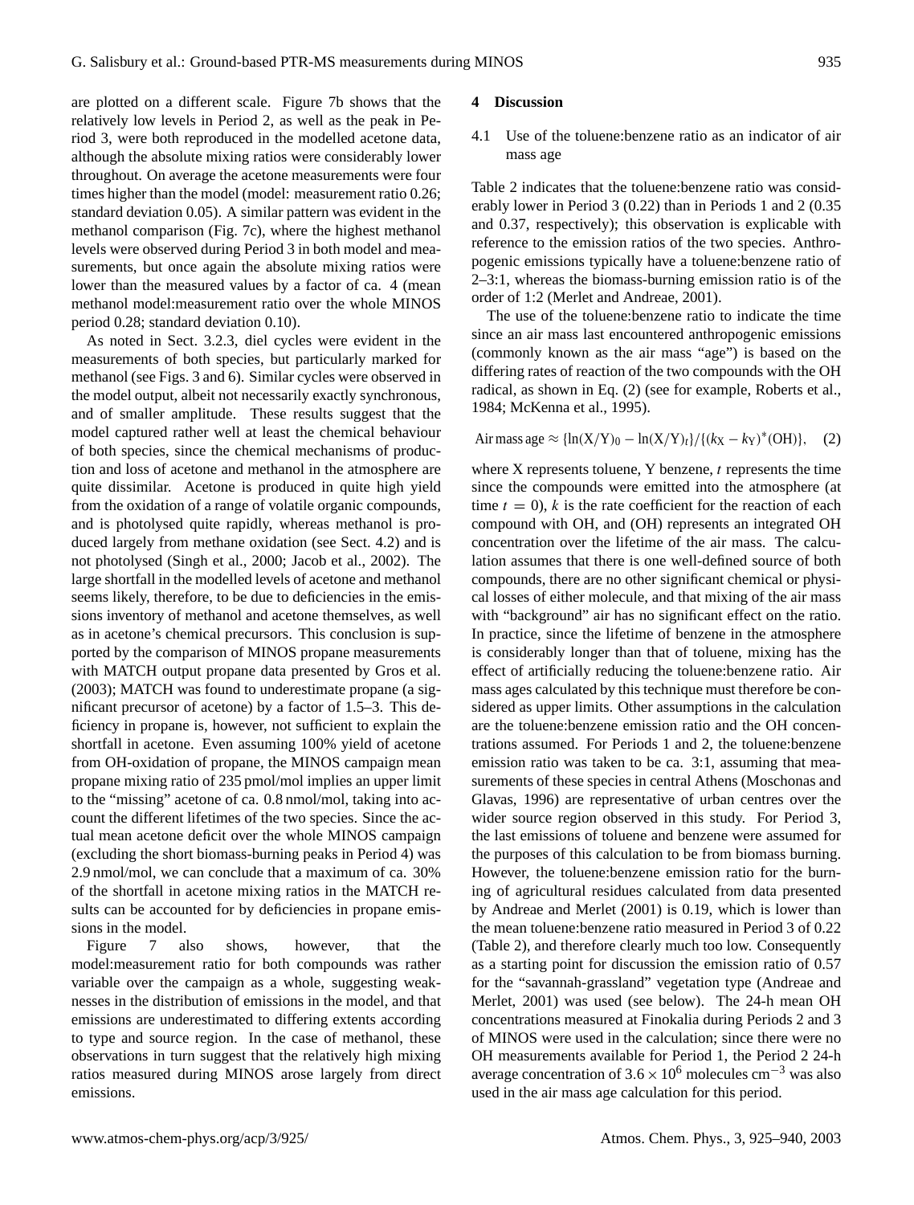are plotted on a different scale. Figure 7b shows that the relatively low levels in Period 2, as well as the peak in Period 3, were both reproduced in the modelled acetone data, although the absolute mixing ratios were considerably lower throughout. On average the acetone measurements were four times higher than the model (model: measurement ratio 0.26; standard deviation 0.05). A similar pattern was evident in the methanol comparison (Fig. 7c), where the highest methanol levels were observed during Period 3 in both model and measurements, but once again the absolute mixing ratios were lower than the measured values by a factor of ca. 4 (mean methanol model:measurement ratio over the whole MINOS period 0.28; standard deviation 0.10).

As noted in Sect. 3.2.3, diel cycles were evident in the measurements of both species, but particularly marked for methanol (see Figs. 3 and 6). Similar cycles were observed in the model output, albeit not necessarily exactly synchronous, and of smaller amplitude. These results suggest that the model captured rather well at least the chemical behaviour of both species, since the chemical mechanisms of production and loss of acetone and methanol in the atmosphere are quite dissimilar. Acetone is produced in quite high yield from the oxidation of a range of volatile organic compounds, and is photolysed quite rapidly, whereas methanol is produced largely from methane oxidation (see Sect. 4.2) and is not photolysed (Singh et al., 2000; Jacob et al., 2002). The large shortfall in the modelled levels of acetone and methanol seems likely, therefore, to be due to deficiencies in the emissions inventory of methanol and acetone themselves, as well as in acetone's chemical precursors. This conclusion is supported by the comparison of MINOS propane measurements with MATCH output propane data presented by Gros et al. (2003); MATCH was found to underestimate propane (a significant precursor of acetone) by a factor of 1.5–3. This deficiency in propane is, however, not sufficient to explain the shortfall in acetone. Even assuming 100% yield of acetone from OH-oxidation of propane, the MINOS campaign mean propane mixing ratio of 235 pmol/mol implies an upper limit to the "missing" acetone of ca. 0.8 nmol/mol, taking into account the different lifetimes of the two species. Since the actual mean acetone deficit over the whole MINOS campaign (excluding the short biomass-burning peaks in Period 4) was 2.9 nmol/mol, we can conclude that a maximum of ca. 30% of the shortfall in acetone mixing ratios in the MATCH results can be accounted for by deficiencies in propane emissions in the model.

Figure 7 also shows, however, that the model:measurement ratio for both compounds was rather variable over the campaign as a whole, suggesting weaknesses in the distribution of emissions in the model, and that emissions are underestimated to differing extents according to type and source region. In the case of methanol, these observations in turn suggest that the relatively high mixing ratios measured during MINOS arose largely from direct emissions.

## 4 Discussion

### 4.1 Use of the toluene:benzene ratio as an indicator of air mass age

Table 2 indicates that the toluene:benzene ratio was considerably lower in Period 3 (0.22) than in Periods 1 and 2 (0.35 and 0.37, respectively); this observation is explicable with reference to the emission ratios of the two species. Anthropogenic emissions typically have a toluene:benzene ratio of 2–3:1, whereas the biomass-burning emission ratio is of the order of 1:2 (Merlet and Andreae, 2001).

The use of the toluene:benzene ratio to indicate the time since an air mass last encountered anthropogenic emissions (commonly known as the air mass "age") is based on the differing rates of reaction of the two compounds with the OH radical, as shown in Eq. (2) (see for example, Roberts et al., 1984; McKenna et al., 1995).

$$\text{Air mass age} \approx \{\ln(\mathrm{X/Y})_0 - \ln(\mathrm{X/Y})_t\}/\{(k_\mathrm{X} - k_\mathrm{Y})^*(\mathrm{OH})\}, \quad (2)$$

where X represents toluene, Y benzene, $t$ represents the time since the compounds were emitted into the atmosphere (at time $t = 0$), $k$ is the rate coefficient for the reaction of each compound with OH, and (OH) represents an integrated OH concentration over the lifetime of the air mass. The calculation assumes that there is one well-defined source of both compounds, there are no other significant chemical or physical losses of either molecule, and that mixing of the air mass with "background" air has no significant effect on the ratio. In practice, since the lifetime of benzene in the atmosphere is considerably longer than that of toluene, mixing has the effect of artificially reducing the toluene:benzene ratio. Air mass ages calculated by this technique must therefore be considered as upper limits. Other assumptions in the calculation are the toluene:benzene emission ratio and the OH concentrations assumed. For Periods 1 and 2, the toluene:benzene emission ratio was taken to be ca. 3:1, assuming that measurements of these species in central Athens (Moschonas and Glavas, 1996) are representative of urban centres over the wider source region observed in this study. For Period 3, the last emissions of toluene and benzene were assumed for the purposes of this calculation to be from biomass burning. However, the toluene:benzene emission ratio for the burning of agricultural residues calculated from data presented by Andreae and Merlet (2001) is 0.19, which is lower than the mean toluene:benzene ratio measured in Period 3 of 0.22 (Table 2), and therefore clearly much too low. Consequently as a starting point for discussion the emission ratio of 0.57 for the "savannah-grassland" vegetation type (Andreae and Merlet, 2001) was used (see below). The 24-h mean OH concentrations measured at Finokalia during Periods 2 and 3 of MINOS were used in the calculation; since there were no OH measurements available for Period 1, the Period 2 24-h average concentration of $3.6 \times 10^6$ molecules cm$^{-3}$ was also used in the air mass age calculation for this period.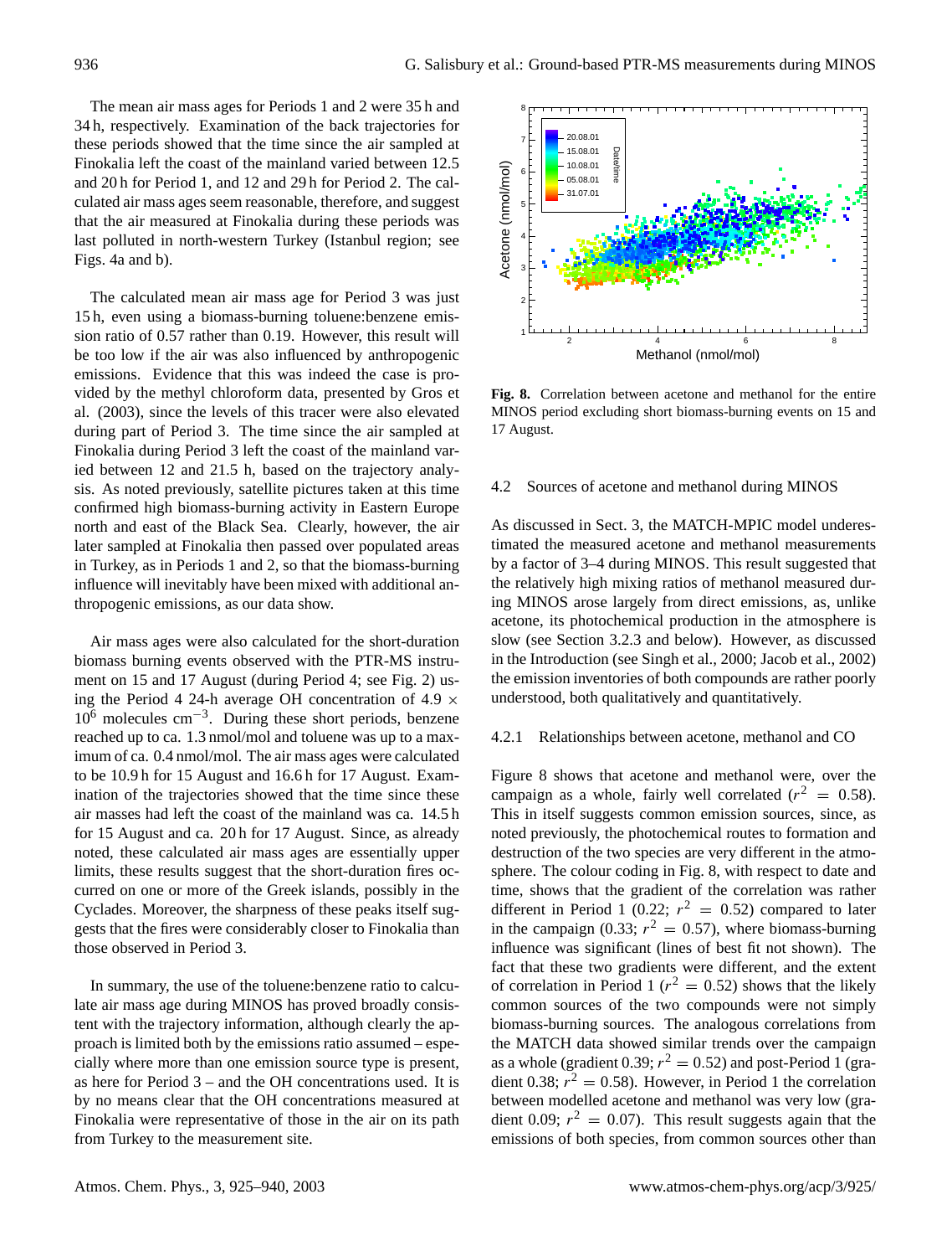The mean air mass ages for Periods 1 and 2 were 35 h and 34 h, respectively. Examination of the back trajectories for these periods showed that the time since the air sampled at Finokalia left the coast of the mainland varied between 12.5 and 20 h for Period 1, and 12 and 29 h for Period 2. The calculated air mass ages seem reasonable, therefore, and suggest that the air measured at Finokalia during these periods was last polluted in north-western Turkey (Istanbul region; see Figs. 4a and b).

The calculated mean air mass age for Period 3 was just 15 h, even using a biomass-burning toluene:benzene emission ratio of 0.57 rather than 0.19. However, this result will be too low if the air was also influenced by anthropogenic emissions. Evidence that this was indeed the case is provided by the methyl chloroform data, presented by Gros et al. (2003), since the levels of this tracer were also elevated during part of Period 3. The time since the air sampled at Finokalia during Period 3 left the coast of the mainland varied between 12 and 21.5 h, based on the trajectory analysis. As noted previously, satellite pictures taken at this time confirmed high biomass-burning activity in Eastern Europe north and east of the Black Sea. Clearly, however, the air later sampled at Finokalia then passed over populated areas in Turkey, as in Periods 1 and 2, so that the biomass-burning influence will inevitably have been mixed with additional anthropogenic emissions, as our data show.

Air mass ages were also calculated for the short-duration biomass burning events observed with the PTR-MS instrument on 15 and 17 August (during Period 4; see Fig. 2) using the Period 4 24-h average OH concentration of $4.9 \times 10^6$ molecules $cm^{-3}$. During these short periods, benzene reached up to ca. 1.3 nmol/mol and toluene was up to a maximum of ca. 0.4 nmol/mol. The air mass ages were calculated to be 10.9 h for 15 August and 16.6 h for 17 August. Examination of the trajectories showed that the time since these air masses had left the coast of the mainland was ca. 14.5 h for 15 August and ca. 20 h for 17 August. Since, as already noted, these calculated air mass ages are essentially upper limits, these results suggest that the short-duration fires occurred on one or more of the Greek islands, possibly in the Cyclades. Moreover, the sharpness of these peaks itself suggests that the fires were considerably closer to Finokalia than those observed in Period 3.

In summary, the use of the toluene:benzene ratio to calculate air mass age during MINOS has proved broadly consistent with the trajectory information, although clearly the approach is limited both by the emissions ratio assumed – especially where more than one emission source type is present, as here for Period 3 – and the OH concentrations used. It is by no means clear that the OH concentrations measured at Finokalia were representative of those in the air on its path from Turkey to the measurement site.

**Fig. 8.** Correlation between acetone and methanol for the entire MINOS period excluding short biomass-burning events on 15 and 17 August.

### 4.2 Sources of acetone and methanol during MINOS

As discussed in Sect. 3, the MATCH-MPIC model underestimated the measured acetone and methanol measurements by a factor of 3–4 during MINOS. This result suggested that the relatively high mixing ratios of methanol measured during MINOS arose largely from direct emissions, as, unlike acetone, its photochemical production in the atmosphere is slow (see Section 3.2.3 and below). However, as discussed in the Introduction (see Singh et al., 2000; Jacob et al., 2002) the emission inventories of both compounds are rather poorly understood, both qualitatively and quantitatively.

#### 4.2.1 Relationships between acetone, methanol and CO

Figure 8 shows that acetone and methanol were, over the campaign as a whole, fairly well correlated ($r^2 = 0.58$). This in itself suggests common emission sources, since, as noted previously, the photochemical routes to formation and destruction of the two species are very different in the atmosphere. The colour coding in Fig. 8, with respect to date and time, shows that the gradient of the correlation was rather different in Period 1 (0.22; $r^2 = 0.52$) compared to later in the campaign (0.33; $r^2 = 0.57$), where biomass-burning influence was significant (lines of best fit not shown). The fact that these two gradients were different, and the extent of correlation in Period 1 ($r^2 = 0.52$) shows that the likely common sources of the two compounds were not simply biomass-burning sources. The analogous correlations from the MATCH data showed similar trends over the campaign as a whole (gradient 0.39; $r^2 = 0.52$) and post-Period 1 (gradient 0.38; $r^2 = 0.58$). However, in Period 1 the correlation between modelled acetone and methanol was very low (gradient 0.09; $r^2 = 0.07$). This result suggests again that the emissions of both species, from common sources other than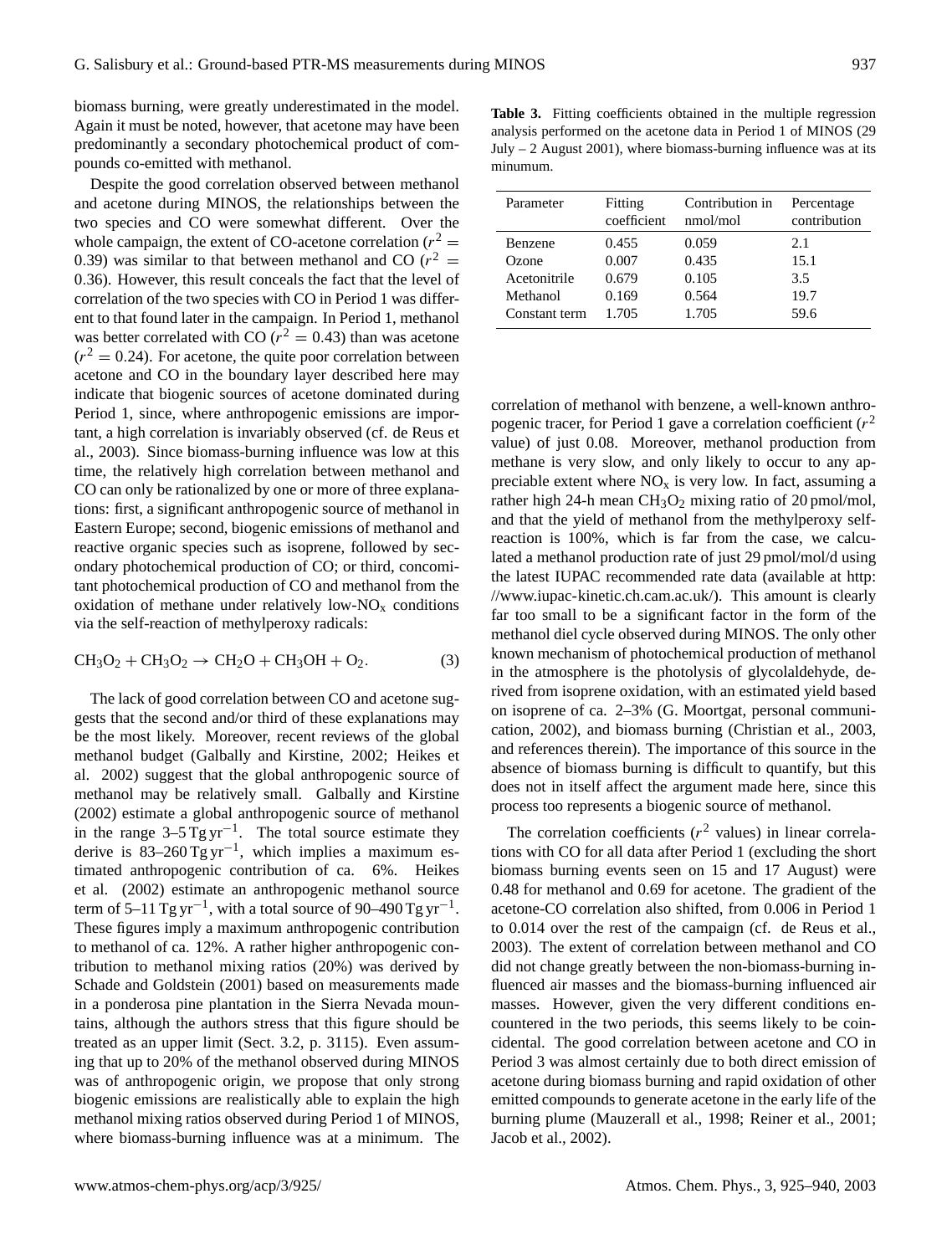biomass burning, were greatly underestimated in the model. Again it must be noted, however, that acetone may have been predominantly a secondary photochemical product of compounds co-emitted with methanol.

Despite the good correlation observed between methanol and acetone during MINOS, the relationships between the two species and CO were somewhat different. Over the whole campaign, the extent of CO-acetone correlation ($r^2 = 0.39$) was similar to that between methanol and CO ($r^2 = 0.36$). However, this result conceals the fact that the level of correlation of the two species with CO in Period 1 was different to that found later in the campaign. In Period 1, methanol was better correlated with CO ($r^2 = 0.43$) than was acetone ($r^2 = 0.24$). For acetone, the quite poor correlation between acetone and CO in the boundary layer described here may indicate that biogenic sources of acetone dominated during Period 1, since, where anthropogenic emissions are important, a high correlation is invariably observed (cf. de Reus et al., 2003). Since biomass-burning influence was low at this time, the relatively high correlation between methanol and CO can only be rationalized by one or more of three explanations: first, a significant anthropogenic source of methanol in Eastern Europe; second, biogenic emissions of methanol and reactive organic species such as isoprene, followed by secondary photochemical production of CO; or third, concomitant photochemical production of CO and methanol from the oxidation of methane under relatively low-$NO_x$ conditions via the self-reaction of methylperoxy radicals:

$$CH_3O_2 + CH_3O_2 \rightarrow CH_2O + CH_3OH + O_2. \quad (3)$$

The lack of good correlation between CO and acetone suggests that the second and/or third of these explanations may be the most likely. Moreover, recent reviews of the global methanol budget (Galbally and Kirstine, 2002; Heikes et al. 2002) suggest that the global anthropogenic source of methanol may be relatively small. Galbally and Kirstine (2002) estimate a global anthropogenic source of methanol in the range 3–5 $Tg\,yr^{-1}$. The total source estimate they derive is 83–260 $Tg\,yr^{-1}$, which implies a maximum estimated anthropogenic contribution of ca. 6%. Heikes et al. (2002) estimate an anthropogenic methanol source term of 5–11 $Tg\,yr^{-1}$, with a total source of 90–490 $Tg\,yr^{-1}$. These figures imply a maximum anthropogenic contribution to methanol of ca. 12%. A rather higher anthropogenic contribution to methanol mixing ratios (20%) was derived by Schade and Goldstein (2001) based on measurements made in a ponderosa pine plantation in the Sierra Nevada mountains, although the authors stress that this figure should be treated as an upper limit (Sect. 3.2, p. 3115). Even assuming that up to 20% of the methanol observed during MINOS was of anthropogenic origin, we propose that only strong biogenic emissions are realistically able to explain the high methanol mixing ratios observed during Period 1 of MINOS, where biomass-burning influence was at a minimum. The correlation of methanol with benzene, a well-known anthropogenic tracer, for Period 1 gave a correlation coefficient ($r^2$ value) of just 0.08. Moreover, methanol production from methane is very slow, and only likely to occur to any appreciable extent where $NO_x$ is very low. In fact, assuming a rather high 24-h mean $CH_3O_2$ mixing ratio of 20 pmol/mol, and that the yield of methanol from the methylperoxy self-reaction is 100%, which is far from the case, we calculated a methanol production rate of just 29 pmol/mol/d using the latest IUPAC recommended rate data (available at http://www.iupac-kinetic.ch.cam.ac.uk/). This amount is clearly far too small to be a significant factor in the form of the methanol diel cycle observed during MINOS. The only other known mechanism of photochemical production of methanol in the atmosphere is the photolysis of glycolaldehyde, derived from isoprene oxidation, with an estimated yield based on isoprene of ca. 2–3% (G. Moortgat, personal communication, 2002), and biomass burning (Christian et al., 2003, and references therein). The importance of this source in the absence of biomass burning is difficult to quantify, but this does not in itself affect the argument made here, since this process too represents a biogenic source of methanol.

**Table 3.** Fitting coefficients obtained in the multiple regression analysis performed on the acetone data in Period 1 of MINOS (29 July – 2 August 2001), where biomass-burning influence was at its minumum.

| Parameter | Fitting coefficient | Contribution in nmol/mol | Percentage contribution |
|---|---|---|---|
| Benzene | 0.455 | 0.059 | 2.1 |
| Ozone | 0.007 | 0.435 | 15.1 |
| Acetonitrile | 0.679 | 0.105 | 3.5 |
| Methanol | 0.169 | 0.564 | 19.7 |
| Constant term | 1.705 | 1.705 | 59.6 |

The correlation coefficients ($r^2$ values) in linear correlations with CO for all data after Period 1 (excluding the short biomass burning events seen on 15 and 17 August) were 0.48 for methanol and 0.69 for acetone. The gradient of the acetone-CO correlation also shifted, from 0.006 in Period 1 to 0.014 over the rest of the campaign (cf. de Reus et al., 2003). The extent of correlation between methanol and CO did not change greatly between the non-biomass-burning influenced air masses and the biomass-burning influenced air masses. However, given the very different conditions encountered in the two periods, this seems likely to be coincidental. The good correlation between acetone and CO in Period 3 was almost certainly due to both direct emission of acetone during biomass burning and rapid oxidation of other emitted compounds to generate acetone in the early life of the burning plume (Mauzerall et al., 1998; Reiner et al., 2001; Jacob et al., 2002).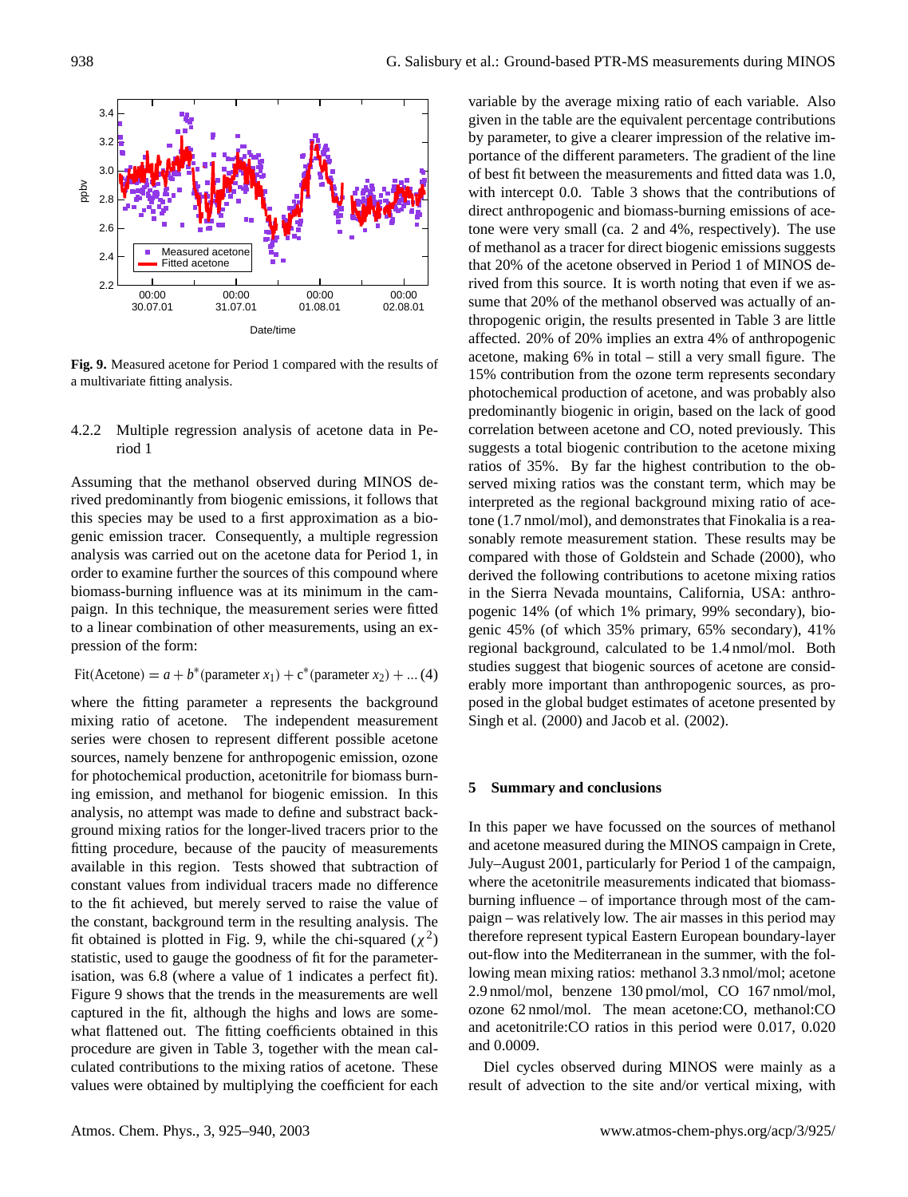Fig. 9. Measured acetone for Period 1 compared with the results of a multivariate fitting analysis.

#### 4.2.2 Multiple regression analysis of acetone data in Period 1

Assuming that the methanol observed during MINOS derived predominantly from biogenic emissions, it follows that this species may be used to a first approximation as a biogenic emission tracer. Consequently, a multiple regression analysis was carried out on the acetone data for Period 1, in order to examine further the sources of this compound where biomass-burning influence was at its minimum in the campaign. In this technique, the measurement series were fitted to a linear combination of other measurements, using an expression of the form:

$$\text{Fit(Acetone)} = a + b^{*}(\text{parameter } x_1) + c^{*}(\text{parameter } x_2) + \ldots \quad (4)$$

where the fitting parameter a represents the background mixing ratio of acetone. The independent measurement series were chosen to represent different possible acetone sources, namely benzene for anthropogenic emission, ozone for photochemical production, acetonitrile for biomass burning emission, and methanol for biogenic emission. In this analysis, no attempt was made to define and substract background mixing ratios for the longer-lived tracers prior to the fitting procedure, because of the paucity of measurements available in this region. Tests showed that subtraction of constant values from individual tracers made no difference to the fit achieved, but merely served to raise the value of the constant, background term in the resulting analysis. The fit obtained is plotted in Fig. 9, while the chi-squared ($\chi^2$) statistic, used to gauge the goodness of fit for the parameterisation, was 6.8 (where a value of 1 indicates a perfect fit). Figure 9 shows that the trends in the measurements are well captured in the fit, although the highs and lows are somewhat flattened out. The fitting coefficients obtained in this procedure are given in Table 3, together with the mean calculated contributions to the mixing ratios of acetone. These values were obtained by multiplying the coefficient for each variable by the average mixing ratio of each variable. Also given in the table are the equivalent percentage contributions by parameter, to give a clearer impression of the relative importance of the different parameters. The gradient of the line of best fit between the measurements and fitted data was 1.0, with intercept 0.0. Table 3 shows that the contributions of direct anthropogenic and biomass-burning emissions of acetone were very small (ca. 2 and 4%, respectively). The use of methanol as a tracer for direct biogenic emissions suggests that 20% of the acetone observed in Period 1 of MINOS derived from this source. It is worth noting that even if we assume that 20% of the methanol observed was actually of anthropogenic origin, the results presented in Table 3 are little affected. 20% of 20% implies an extra 4% of anthropogenic acetone, making 6% in total – still a very small figure. The 15% contribution from the ozone term represents secondary photochemical production of acetone, and was probably also predominantly biogenic in origin, based on the lack of good correlation between acetone and CO, noted previously. This suggests a total biogenic contribution to the acetone mixing ratios of 35%. By far the highest contribution to the observed mixing ratios was the constant term, which may be interpreted as the regional background mixing ratio of acetone (1.7 nmol/mol), and demonstrates that Finokalia is a reasonably remote measurement station. These results may be compared with those of Goldstein and Schade (2000), who derived the following contributions to acetone mixing ratios in the Sierra Nevada mountains, California, USA: anthropogenic 14% (of which 1% primary, 99% secondary), biogenic 45% (of which 35% primary, 65% secondary), 41% regional background, calculated to be 1.4 nmol/mol. Both studies suggest that biogenic sources of acetone are considerably more important than anthropogenic sources, as proposed in the global budget estimates of acetone presented by Singh et al. (2000) and Jacob et al. (2002).

## 5 Summary and conclusions

In this paper we have focussed on the sources of methanol and acetone measured during the MINOS campaign in Crete, July–August 2001, particularly for Period 1 of the campaign, where the acetonitrile measurements indicated that biomass-burning influence – of importance through most of the campaign – was relatively low. The air masses in this period may therefore represent typical Eastern European boundary-layer out-flow into the Mediterranean in the summer, with the following mean mixing ratios: methanol 3.3 nmol/mol; acetone 2.9 nmol/mol, benzene 130 pmol/mol, CO 167 nmol/mol, ozone 62 nmol/mol. The mean acetone:CO, methanol:CO and acetonitrile:CO ratios in this period were 0.017, 0.020 and 0.0009.

Diel cycles observed during MINOS were mainly as a result of advection to the site and/or vertical mixing, with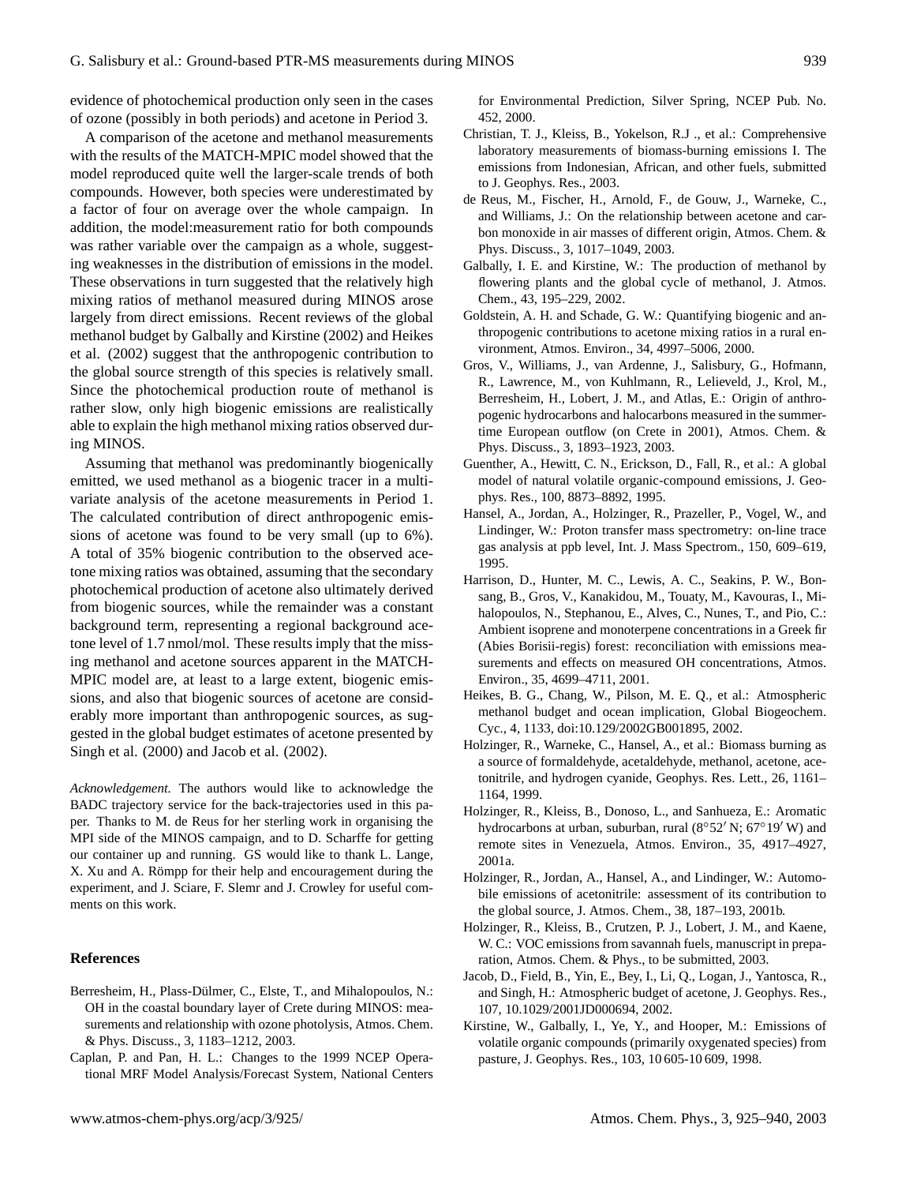evidence of photochemical production only seen in the cases of ozone (possibly in both periods) and acetone in Period 3.

A comparison of the acetone and methanol measurements with the results of the MATCH-MPIC model showed that the model reproduced quite well the larger-scale trends of both compounds. However, both species were underestimated by a factor of four on average over the whole campaign. In addition, the model:measurement ratio for both compounds was rather variable over the campaign as a whole, suggesting weaknesses in the distribution of emissions in the model. These observations in turn suggested that the relatively high mixing ratios of methanol measured during MINOS arose largely from direct emissions. Recent reviews of the global methanol budget by Galbally and Kirstine (2002) and Heikes et al. (2002) suggest that the anthropogenic contribution to the global source strength of this species is relatively small. Since the photochemical production route of methanol is rather slow, only high biogenic emissions are realistically able to explain the high methanol mixing ratios observed during MINOS.

Assuming that methanol was predominantly biogenically emitted, we used methanol as a biogenic tracer in a multivariate analysis of the acetone measurements in Period 1. The calculated contribution of direct anthropogenic emissions of acetone was found to be very small (up to 6%). A total of 35% biogenic contribution to the observed acetone mixing ratios was obtained, assuming that the secondary photochemical production of acetone also ultimately derived from biogenic sources, while the remainder was a constant background term, representing a regional background acetone level of 1.7 nmol/mol. These results imply that the missing methanol and acetone sources apparent in the MATCH-MPIC model are, at least to a large extent, biogenic emissions, and also that biogenic sources of acetone are considerably more important than anthropogenic sources, as suggested in the global budget estimates of acetone presented by Singh et al. (2000) and Jacob et al. (2002).

*Acknowledgement.* The authors would like to acknowledge the BADC trajectory service for the back-trajectories used in this paper. Thanks to M. de Reus for her sterling work in organising the MPI side of the MINOS campaign, and to D. Scharffe for getting our container up and running. GS would like to thank L. Lange, X. Xu and A. Römpp for their help and encouragement during the experiment, and J. Sciare, F. Slemr and J. Crowley for useful comments on this work.

## References

Berresheim, H., Plass-Dülmer, C., Elste, T., and Mihalopoulos, N.: OH in the coastal boundary layer of Crete during MINOS: measurements and relationship with ozone photolysis, Atmos. Chem. & Phys. Discuss., 3, 1183–1212, 2003.

Caplan, P. and Pan, H. L.: Changes to the 1999 NCEP Operational MRF Model Analysis/Forecast System, National Centers for Environmental Prediction, Silver Spring, NCEP Pub. No. 452, 2000.

Christian, T. J., Kleiss, B., Yokelson, R.J ., et al.: Comprehensive laboratory measurements of biomass-burning emissions I. The emissions from Indonesian, African, and other fuels, submitted to J. Geophys. Res., 2003.

de Reus, M., Fischer, H., Arnold, F., de Gouw, J., Warneke, C., and Williams, J.: On the relationship between acetone and carbon monoxide in air masses of different origin, Atmos. Chem. & Phys. Discuss., 3, 1017–1049, 2003.

Galbally, I. E. and Kirstine, W.: The production of methanol by flowering plants and the global cycle of methanol, J. Atmos. Chem., 43, 195–229, 2002.

Goldstein, A. H. and Schade, G. W.: Quantifying biogenic and anthropogenic contributions to acetone mixing ratios in a rural environment, Atmos. Environ., 34, 4997–5006, 2000.

Gros, V., Williams, J., van Ardenne, J., Salisbury, G., Hofmann, R., Lawrence, M., von Kuhlmann, R., Lelieveld, J., Krol, M., Berresheim, H., Lobert, J. M., and Atlas, E.: Origin of anthropogenic hydrocarbons and halocarbons measured in the summertime European outflow (on Crete in 2001), Atmos. Chem. & Phys. Discuss., 3, 1893–1923, 2003.

Guenther, A., Hewitt, C. N., Erickson, D., Fall, R., et al.: A global model of natural volatile organic-compound emissions, J. Geophys. Res., 100, 8873–8892, 1995.

Hansel, A., Jordan, A., Holzinger, R., Prazeller, P., Vogel, W., and Lindinger, W.: Proton transfer mass spectrometry: on-line trace gas analysis at ppb level, Int. J. Mass Spectrom., 150, 609–619, 1995.

Harrison, D., Hunter, M. C., Lewis, A. C., Seakins, P. W., Bonsang, B., Gros, V., Kanakidou, M., Touaty, M., Kavouras, I., Mihalopoulos, N., Stephanou, E., Alves, C., Nunes, T., and Pio, C.: Ambient isoprene and monoterpene concentrations in a Greek fir (Abies Borisii-regis) forest: reconciliation with emissions measurements and effects on measured OH concentrations, Atmos. Environ., 35, 4699–4711, 2001.

Heikes, B. G., Chang, W., Pilson, M. E. Q., et al.: Atmospheric methanol budget and ocean implication, Global Biogeochem. Cyc., 4, 1133, doi:10.129/2002GB001895, 2002.

Holzinger, R., Warneke, C., Hansel, A., et al.: Biomass burning as a source of formaldehyde, acetaldehyde, methanol, acetone, acetonitrile, and hydrogen cyanide, Geophys. Res. Lett., 26, 1161–1164, 1999.

Holzinger, R., Kleiss, B., Donoso, L., and Sanhueza, E.: Aromatic hydrocarbons at urban, suburban, rural (8°52′ N; 67°19′ W) and remote sites in Venezuela, Atmos. Environ., 35, 4917–4927, 2001a.

Holzinger, R., Jordan, A., Hansel, A., and Lindinger, W.: Automobile emissions of acetonitrile: assessment of its contribution to the global source, J. Atmos. Chem., 38, 187–193, 2001b.

Holzinger, R., Kleiss, B., Crutzen, P. J., Lobert, J. M., and Kaene, W. C.: VOC emissions from savannah fuels, manuscript in preparation, Atmos. Chem. & Phys., to be submitted, 2003.

Jacob, D., Field, B., Yin, E., Bey, I., Li, Q., Logan, J., Yantosca, R., and Singh, H.: Atmospheric budget of acetone, J. Geophys. Res., 107, 10.1029/2001JD000694, 2002.

Kirstine, W., Galbally, I., Ye, Y., and Hooper, M.: Emissions of volatile organic compounds (primarily oxygenated species) from pasture, J. Geophys. Res., 103, 10 605-10 609, 1998.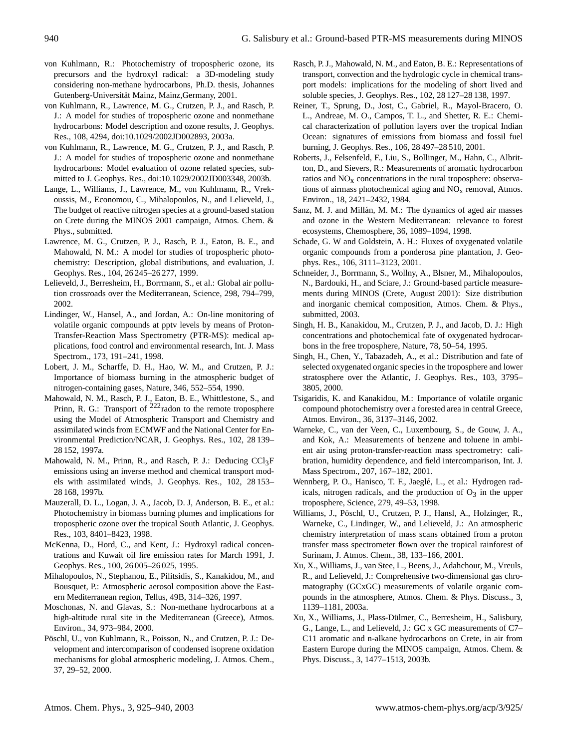von Kuhlmann, R.: Photochemistry of tropospheric ozone, its precursors and the hydroxyl radical: a 3D-modeling study considering non-methane hydrocarbons, Ph.D. thesis, Johannes Gutenberg-Universität Mainz, Mainz,Germany, 2001.

von Kuhlmann, R., Lawrence, M. G., Crutzen, P. J., and Rasch, P. J.: A model for studies of tropospheric ozone and nonmethane hydrocarbons: Model description and ozone results, J. Geophys. Res., 108, 4294, doi:10.1029/2002JD002893, 2003a.

von Kuhlmann, R., Lawrence, M. G., Crutzen, P. J., and Rasch, P. J.: A model for studies of tropospheric ozone and nonmethane hydrocarbons: Model evaluation of ozone related species, submitted to J. Geophys. Res., doi:10.1029/2002JD003348, 2003b.

Lange, L., Williams, J., Lawrence, M., von Kuhlmann, R., Vrekoussis, M., Economou, C., Mihalopoulos, N., and Lelieveld, J., The budget of reactive nitrogen species at a ground-based station on Crete during the MINOS 2001 campaign, Atmos. Chem. & Phys., submitted.

Lawrence, M. G., Crutzen, P. J., Rasch, P. J., Eaton, B. E., and Mahowald, N. M.: A model for studies of tropospheric photochemistry: Description, global distributions, and evaluation, J. Geophys. Res., 104, 26 245–26 277, 1999.

Lelieveld, J., Berresheim, H., Borrmann, S., et al.: Global air pollution crossroads over the Mediterranean, Science, 298, 794–799, 2002.

Lindinger, W., Hansel, A., and Jordan, A.: On-line monitoring of volatile organic compounds at pptv levels by means of Proton-Transfer-Reaction Mass Spectrometry (PTR-MS): medical applications, food control and environmental research, Int. J. Mass Spectrom., 173, 191–241, 1998.

Lobert, J. M., Scharffe, D. H., Hao, W. M., and Crutzen, P. J.: Importance of biomass burning in the atmospheric budget of nitrogen-containing gases, Nature, 346, 552–554, 1990.

Mahowald, N. M., Rasch, P. J., Eaton, B. E., Whittlestone, S., and Prinn, R. G.: Transport of $^{222}$radon to the remote troposphere using the Model of Atmospheric Transport and Chemistry and assimilated winds from ECMWF and the National Center for Environmental Prediction/NCAR, J. Geophys. Res., 102, 28 139–28 152, 1997a.

Mahowald, N. M., Prinn, R., and Rasch, P. J.: Deducing $CCl_3F$ emissions using an inverse method and chemical transport models with assimilated winds, J. Geophys. Res., 102, 28 153–28 168, 1997b.

Mauzerall, D. L., Logan, J. A., Jacob, D. J, Anderson, B. E., et al.: Photochemistry in biomass burning plumes and implications for tropospheric ozone over the tropical South Atlantic, J. Geophys. Res., 103, 8401–8423, 1998.

McKenna, D., Hord, C., and Kent, J.: Hydroxyl radical concentrations and Kuwait oil fire emission rates for March 1991, J. Geophys. Res., 100, 26 005–26 025, 1995.

Mihalopoulos, N., Stephanou, E., Pilitsidis, S., Kanakidou, M., and Bousquet, P.: Atmospheric aerosol composition above the Eastern Mediterranean region, Tellus, 49B, 314–326, 1997.

Moschonas, N. and Glavas, S.: Non-methane hydrocarbons at a high-altitude rural site in the Mediterranean (Greece), Atmos. Environ., 34, 973–984, 2000.

Pöschl, U., von Kuhlmann, R., Poisson, N., and Crutzen, P. J.: Development and intercomparison of condensed isoprene oxidation mechanisms for global atmospheric modeling, J. Atmos. Chem., 37, 29–52, 2000.

Rasch, P. J., Mahowald, N. M., and Eaton, B. E.: Representations of transport, convection and the hydrologic cycle in chemical transport models: implications for the modeling of short lived and soluble species, J. Geophys. Res., 102, 28 127–28 138, 1997.

Reiner, T., Sprung, D., Jost, C., Gabriel, R., Mayol-Bracero, O. L., Andreae, M. O., Campos, T. L., and Shetter, R. E.: Chemical characterization of pollution layers over the tropical Indian Ocean: signatures of emissions from biomass and fossil fuel burning, J. Geophys. Res., 106, 28 497–28 510, 2001.

Roberts, J., Felsenfeld, F., Liu, S., Bollinger, M., Hahn, C., Albritton, D., and Sievers, R.: Measurements of aromatic hydrocarbon ratios and $NO_x$ concentrations in the rural troposphere: observations of airmass photochemical aging and $NO_x$ removal, Atmos. Environ., 18, 2421–2432, 1984.

Sanz, M. J. and Millán, M. M.: The dynamics of aged air masses and ozone in the Western Mediterranean: relevance to forest ecosystems, Chemosphere, 36, 1089–1094, 1998.

Schade, G. W and Goldstein, A. H.: Fluxes of oxygenated volatile organic compounds from a ponderosa pine plantation, J. Geophys. Res., 106, 3111–3123, 2001.

Schneider, J., Borrmann, S., Wollny, A., Blsner, M., Mihalopoulos, N., Bardouki, H., and Sciare, J.: Ground-based particle measurements during MINOS (Crete, August 2001): Size distribution and inorganic chemical composition, Atmos. Chem. & Phys., submitted, 2003.

Singh, H. B., Kanakidou, M., Crutzen, P. J., and Jacob, D. J.: High concentrations and photochemical fate of oxygenated hydrocarbons in the free troposphere, Nature, 78, 50–54, 1995.

Singh, H., Chen, Y., Tabazadeh, A., et al.: Distribution and fate of selected oxygenated organic species in the troposphere and lower stratosphere over the Atlantic, J. Geophys. Res., 103, 3795–3805, 2000.

Tsigaridis, K. and Kanakidou, M.: Importance of volatile organic compound photochemistry over a forested area in central Greece, Atmos. Environ., 36, 3137–3146, 2002.

Warneke, C., van der Veen, C., Luxembourg, S., de Gouw, J. A., and Kok, A.: Measurements of benzene and toluene in ambient air using proton-transfer-reaction mass spectrometry: calibration, humidity dependence, and field intercomparison, Int. J. Mass Spectrom., 207, 167–182, 2001.

Wennberg, P. O., Hanisco, T. F., Jaeglé, L., et al.: Hydrogen radicals, nitrogen radicals, and the production of $O_3$ in the upper troposphere, Science, 279, 49–53, 1998.

Williams, J., Pöschl, U., Crutzen, P. J., Hansl, A., Holzinger, R., Warneke, C., Lindinger, W., and Lelieveld, J.: An atmospheric chemistry interpretation of mass scans obtained from a proton transfer mass spectrometer flown over the tropical rainforest of Surinam, J. Atmos. Chem., 38, 133–166, 2001.

Xu, X., Williams, J., van Stee, L., Beens, J., Adahchour, M., Vreuls, R., and Lelieveld, J.: Comprehensive two-dimensional gas chromatography (GCxGC) measurements of volatile organic compounds in the atmosphere, Atmos. Chem. & Phys. Discuss., 3, 1139–1181, 2003a.

Xu, X., Williams, J., Plass-Dülmer, C., Berresheim, H., Salisbury, G., Lange, L., and Lelieveld, J.: GC x GC measurements of C7–C11 aromatic and n-alkane hydrocarbons on Crete, in air from Eastern Europe during the MINOS campaign, Atmos. Chem. & Phys. Discuss., 3, 1477–1513, 2003b.